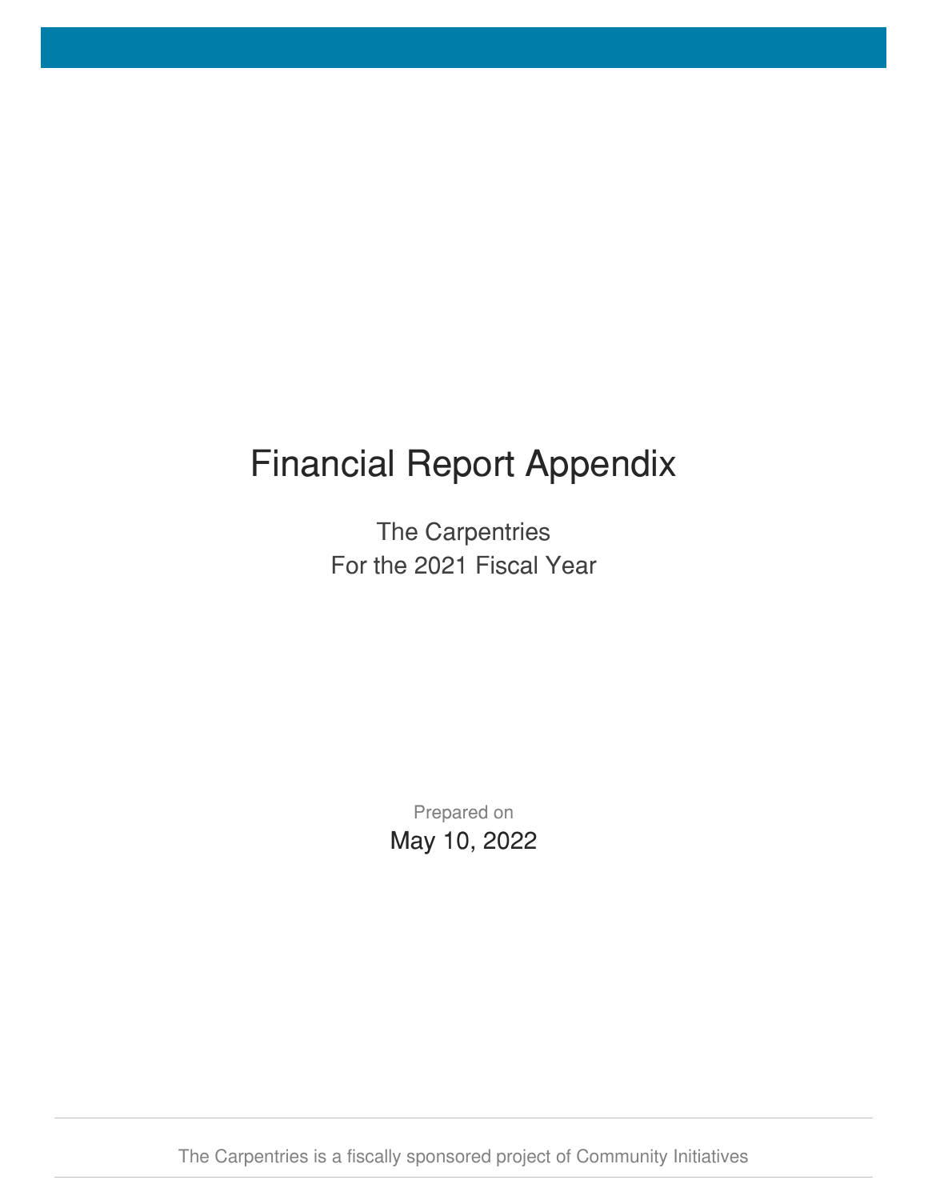# Financial Report Appendix

The Carpentries

For the 2021 Fiscal Year

Prepared on

May 10, 2022

The Carpentries is a fiscally sponsored project of Community Initiatives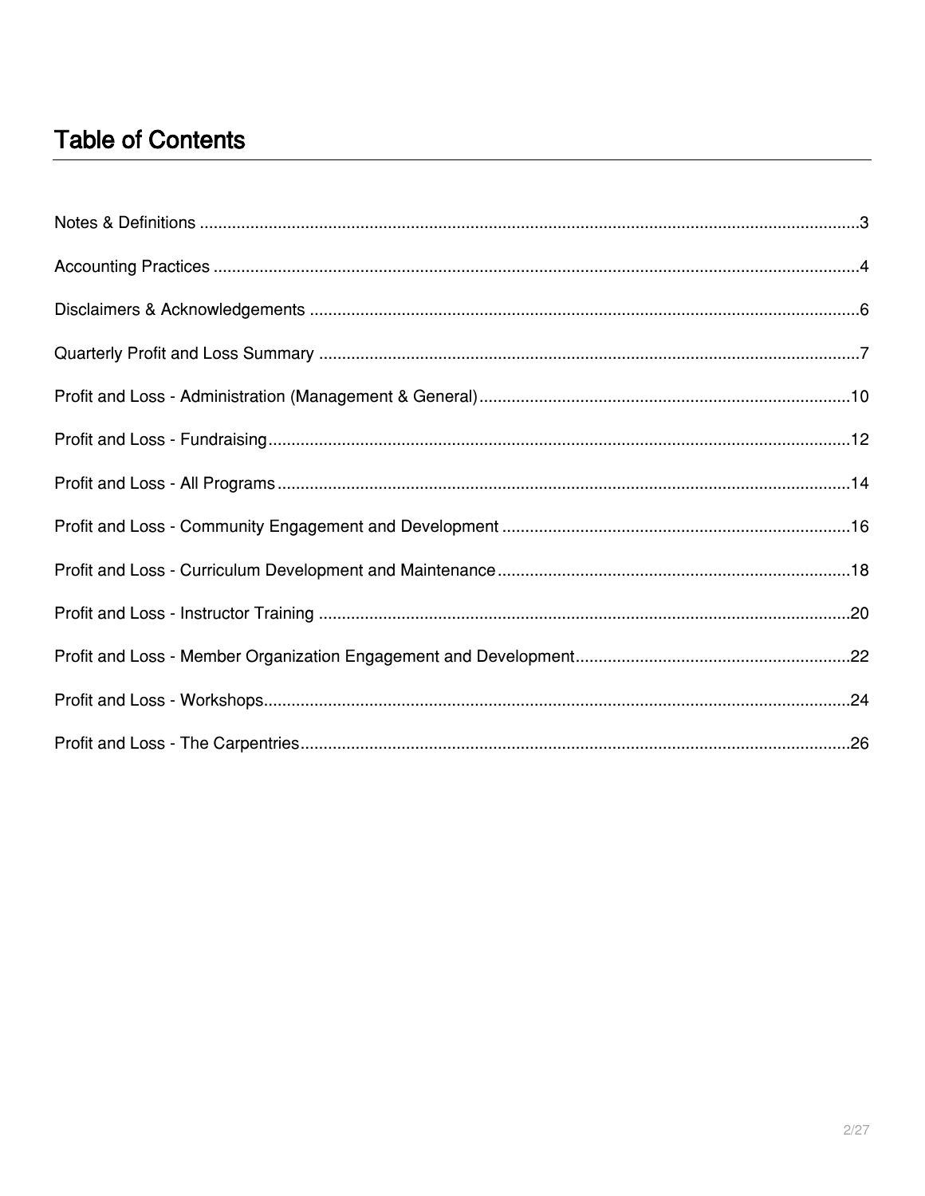# Table of Contents

Notes & Definitions ..........3

Accounting Practices ..........4

Disclaimers & Acknowledgements ..........6

Quarterly Profit and Loss Summary ..........7

Profit and Loss - Administration (Management & General) ..........10

Profit and Loss - Fundraising ..........12

Profit and Loss - All Programs ..........14

Profit and Loss - Community Engagement and Development ..........16

Profit and Loss - Curriculum Development and Maintenance ..........18

Profit and Loss - Instructor Training ..........20

Profit and Loss - Member Organization Engagement and Development ..........22

Profit and Loss - Workshops ..........24

Profit and Loss - The Carpentries ..........26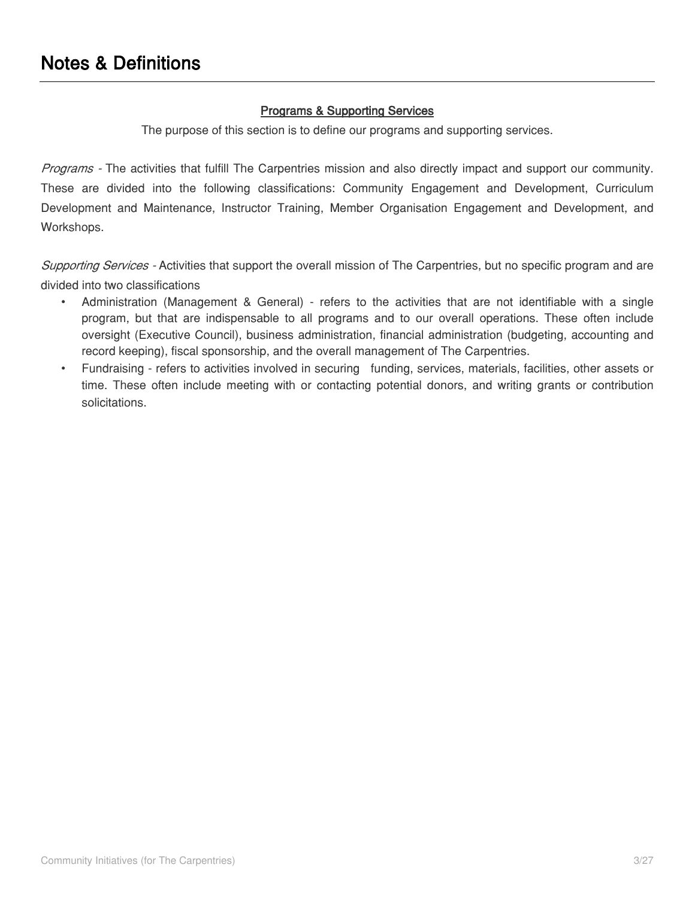# Notes & Definitions

**Programs & Supporting Services**

The purpose of this section is to define our programs and supporting services.

*Programs* - The activities that fulfill The Carpentries mission and also directly impact and support our community. These are divided into the following classifications: Community Engagement and Development, Curriculum Development and Maintenance, Instructor Training, Member Organisation Engagement and Development, and Workshops.

*Supporting Services* - Activities that support the overall mission of The Carpentries, but no specific program and are divided into two classifications

- Administration (Management & General) - refers to the activities that are not identifiable with a single program, but that are indispensable to all programs and to our overall operations. These often include oversight (Executive Council), business administration, financial administration (budgeting, accounting and record keeping), fiscal sponsorship, and the overall management of The Carpentries.
- Fundraising - refers to activities involved in securing funding, services, materials, facilities, other assets or time. These often include meeting with or contacting potential donors, and writing grants or contribution solicitations.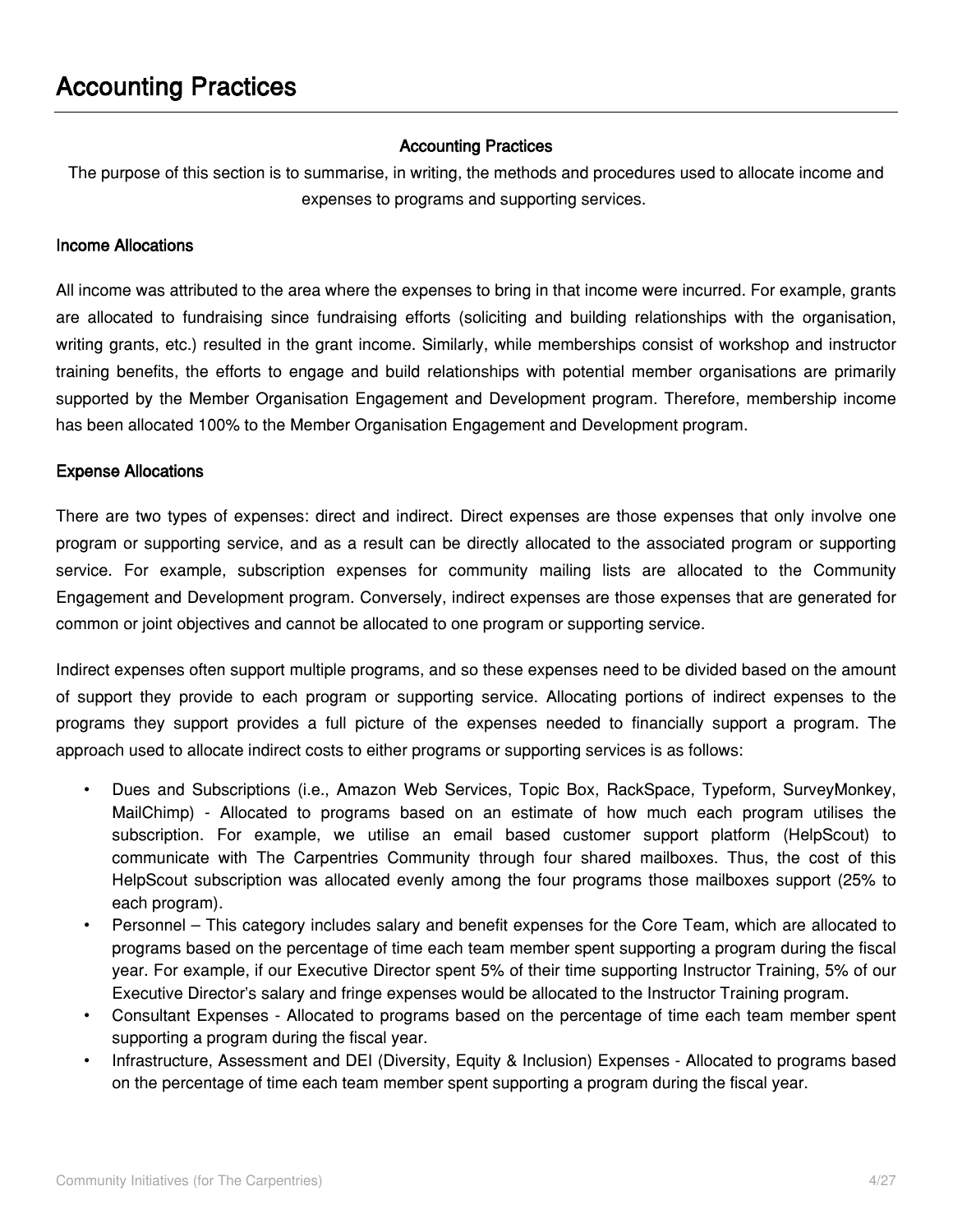# Accounting Practices

**Accounting Practices**

The purpose of this section is to summarise, in writing, the methods and procedures used to allocate income and expenses to programs and supporting services.

**Income Allocations**

All income was attributed to the area where the expenses to bring in that income were incurred. For example, grants are allocated to fundraising since fundraising efforts (soliciting and building relationships with the organisation, writing grants, etc.) resulted in the grant income. Similarly, while memberships consist of workshop and instructor training benefits, the efforts to engage and build relationships with potential member organisations are primarily supported by the Member Organisation Engagement and Development program. Therefore, membership income has been allocated 100% to the Member Organisation Engagement and Development program.

**Expense Allocations**

There are two types of expenses: direct and indirect. Direct expenses are those expenses that only involve one program or supporting service, and as a result can be directly allocated to the associated program or supporting service. For example, subscription expenses for community mailing lists are allocated to the Community Engagement and Development program. Conversely, indirect expenses are those expenses that are generated for common or joint objectives and cannot be allocated to one program or supporting service.

Indirect expenses often support multiple programs, and so these expenses need to be divided based on the amount of support they provide to each program or supporting service. Allocating portions of indirect expenses to the programs they support provides a full picture of the expenses needed to financially support a program. The approach used to allocate indirect costs to either programs or supporting services is as follows:

- Dues and Subscriptions (i.e., Amazon Web Services, Topic Box, RackSpace, Typeform, SurveyMonkey, MailChimp) - Allocated to programs based on an estimate of how much each program utilises the subscription. For example, we utilise an email based customer support platform (HelpScout) to communicate with The Carpentries Community through four shared mailboxes. Thus, the cost of this HelpScout subscription was allocated evenly among the four programs those mailboxes support (25% to each program).
- Personnel – This category includes salary and benefit expenses for the Core Team, which are allocated to programs based on the percentage of time each team member spent supporting a program during the fiscal year. For example, if our Executive Director spent 5% of their time supporting Instructor Training, 5% of our Executive Director's salary and fringe expenses would be allocated to the Instructor Training program.
- Consultant Expenses - Allocated to programs based on the percentage of time each team member spent supporting a program during the fiscal year.
- Infrastructure, Assessment and DEI (Diversity, Equity & Inclusion) Expenses - Allocated to programs based on the percentage of time each team member spent supporting a program during the fiscal year.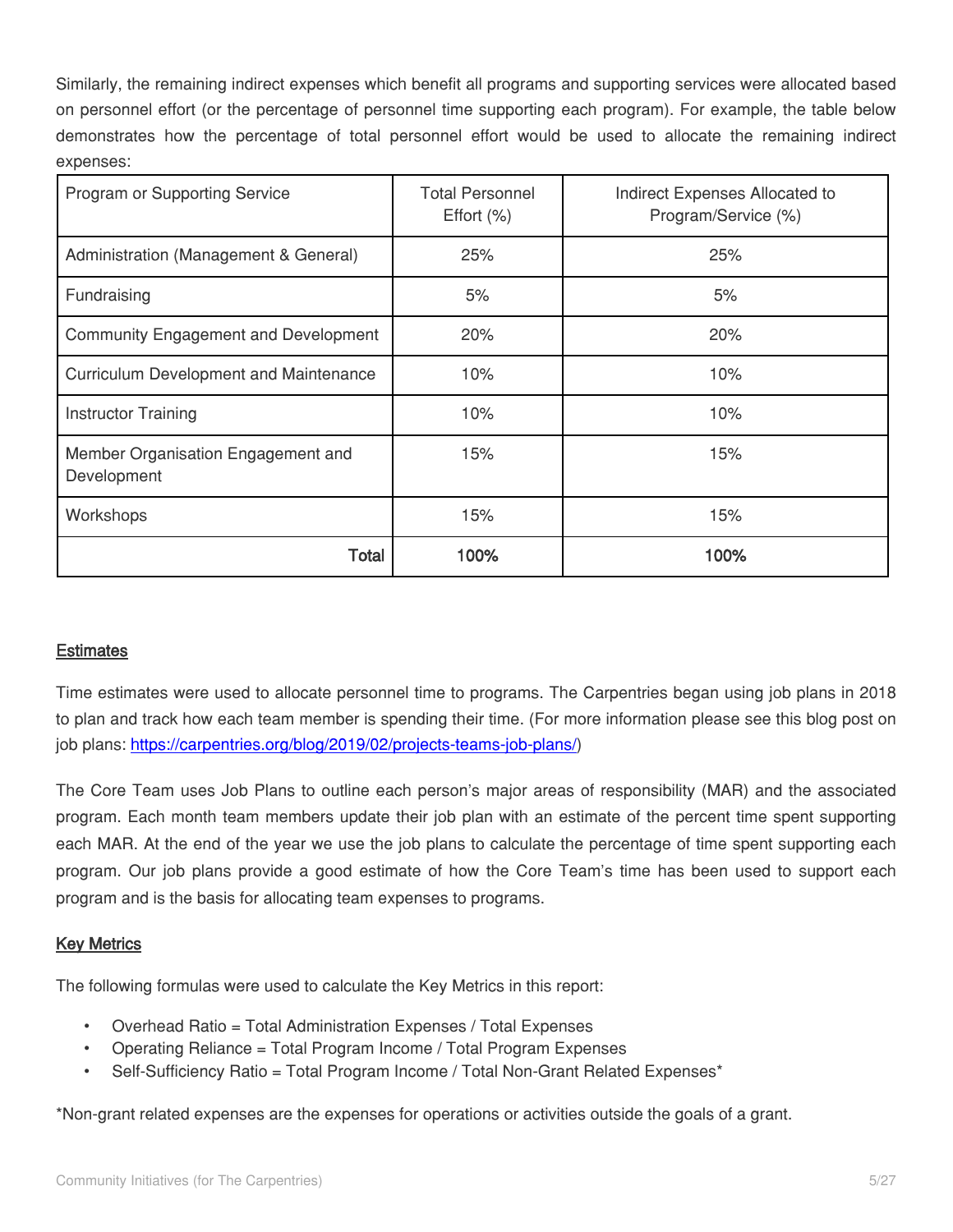Similarly, the remaining indirect expenses which benefit all programs and supporting services were allocated based on personnel effort (or the percentage of personnel time supporting each program). For example, the table below demonstrates how the percentage of total personnel effort would be used to allocate the remaining indirect expenses:

| Program or Supporting Service | Total Personnel Effort (%) | Indirect Expenses Allocated to Program/Service (%) |
|---|---|---|
| Administration (Management & General) | 25% | 25% |
| Fundraising | 5% | 5% |
| Community Engagement and Development | 20% | 20% |
| Curriculum Development and Maintenance | 10% | 10% |
| Instructor Training | 10% | 10% |
| Member Organisation Engagement and Development | 15% | 15% |
| Workshops | 15% | 15% |
| **Total** | **100%** | **100%** |

## Estimates

Time estimates were used to allocate personnel time to programs. The Carpentries began using job plans in 2018 to plan and track how each team member is spending their time. (For more information please see this blog post on job plans: https://carpentries.org/blog/2019/02/projects-teams-job-plans/)

The Core Team uses Job Plans to outline each person's major areas of responsibility (MAR) and the associated program. Each month team members update their job plan with an estimate of the percent time spent supporting each MAR. At the end of the year we use the job plans to calculate the percentage of time spent supporting each program. Our job plans provide a good estimate of how the Core Team's time has been used to support each program and is the basis for allocating team expenses to programs.

## Key Metrics

The following formulas were used to calculate the Key Metrics in this report:

- Overhead Ratio = Total Administration Expenses / Total Expenses
- Operating Reliance = Total Program Income / Total Program Expenses
- Self-Sufficiency Ratio = Total Program Income / Total Non-Grant Related Expenses*

*Non-grant related expenses are the expenses for operations or activities outside the goals of a grant.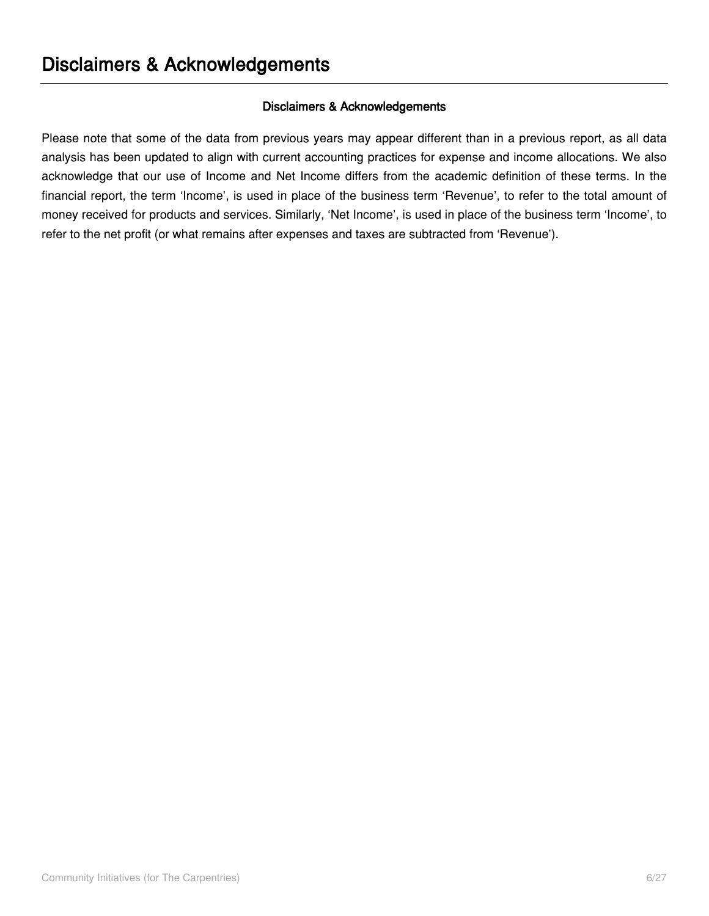# Disclaimers & Acknowledgements

**Disclaimers & Acknowledgements**

Please note that some of the data from previous years may appear different than in a previous report, as all data analysis has been updated to align with current accounting practices for expense and income allocations. We also acknowledge that our use of Income and Net Income differs from the academic definition of these terms. In the financial report, the term ‘Income’, is used in place of the business term ‘Revenue’, to refer to the total amount of money received for products and services. Similarly, ‘Net Income’, is used in place of the business term ‘Income’, to refer to the net profit (or what remains after expenses and taxes are subtracted from ‘Revenue’).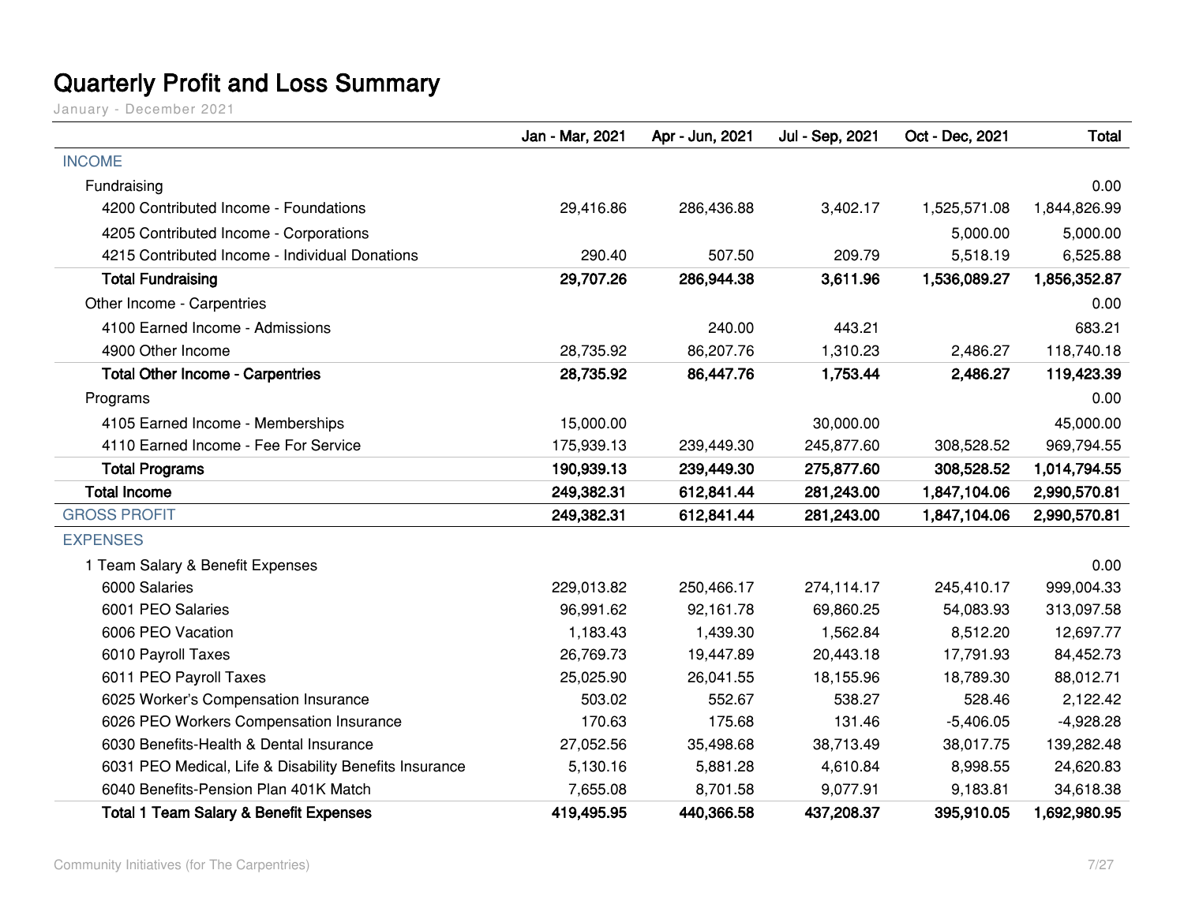# Quarterly Profit and Loss Summary

January - December 2021

| | Jan - Mar, 2021 | Apr - Jun, 2021 | Jul - Sep, 2021 | Oct - Dec, 2021 | Total |
|---|---|---|---|---|---|
| INCOME | | | | | |
| Fundraising | | | | | 0.00 |
| 4200 Contributed Income - Foundations | 29,416.86 | 286,436.88 | 3,402.17 | 1,525,571.08 | 1,844,826.99 |
| 4205 Contributed Income - Corporations | | | | 5,000.00 | 5,000.00 |
| 4215 Contributed Income - Individual Donations | 290.40 | 507.50 | 209.79 | 5,518.19 | 6,525.88 |
| **Total Fundraising** | **29,707.26** | **286,944.38** | **3,611.96** | **1,536,089.27** | **1,856,352.87** |
| Other Income - Carpentries | | | | | 0.00 |
| 4100 Earned Income - Admissions | | 240.00 | 443.21 | | 683.21 |
| 4900 Other Income | 28,735.92 | 86,207.76 | 1,310.23 | 2,486.27 | 118,740.18 |
| **Total Other Income - Carpentries** | **28,735.92** | **86,447.76** | **1,753.44** | **2,486.27** | **119,423.39** |
| Programs | | | | | 0.00 |
| 4105 Earned Income - Memberships | 15,000.00 | | 30,000.00 | | 45,000.00 |
| 4110 Earned Income - Fee For Service | 175,939.13 | 239,449.30 | 245,877.60 | 308,528.52 | 969,794.55 |
| **Total Programs** | **190,939.13** | **239,449.30** | **275,877.60** | **308,528.52** | **1,014,794.55** |
| **Total Income** | **249,382.31** | **612,841.44** | **281,243.00** | **1,847,104.06** | **2,990,570.81** |
| GROSS PROFIT | **249,382.31** | **612,841.44** | **281,243.00** | **1,847,104.06** | **2,990,570.81** |
| EXPENSES | | | | | |
| 1 Team Salary & Benefit Expenses | | | | | 0.00 |
| 6000 Salaries | 229,013.82 | 250,466.17 | 274,114.17 | 245,410.17 | 999,004.33 |
| 6001 PEO Salaries | 96,991.62 | 92,161.78 | 69,860.25 | 54,083.93 | 313,097.58 |
| 6006 PEO Vacation | 1,183.43 | 1,439.30 | 1,562.84 | 8,512.20 | 12,697.77 |
| 6010 Payroll Taxes | 26,769.73 | 19,447.89 | 20,443.18 | 17,791.93 | 84,452.73 |
| 6011 PEO Payroll Taxes | 25,025.90 | 26,041.55 | 18,155.96 | 18,789.30 | 88,012.71 |
| 6025 Worker's Compensation Insurance | 503.02 | 552.67 | 538.27 | 528.46 | 2,122.42 |
| 6026 PEO Workers Compensation Insurance | 170.63 | 175.68 | 131.46 | -5,406.05 | -4,928.28 |
| 6030 Benefits-Health & Dental Insurance | 27,052.56 | 35,498.68 | 38,713.49 | 38,017.75 | 139,282.48 |
| 6031 PEO Medical, Life & Disability Benefits Insurance | 5,130.16 | 5,881.28 | 4,610.84 | 8,998.55 | 24,620.83 |
| 6040 Benefits-Pension Plan 401K Match | 7,655.08 | 8,701.58 | 9,077.91 | 9,183.81 | 34,618.38 |
| **Total 1 Team Salary & Benefit Expenses** | **419,495.95** | **440,366.58** | **437,208.37** | **395,910.05** | **1,692,980.95** |

Community Initiatives (for The Carpentries)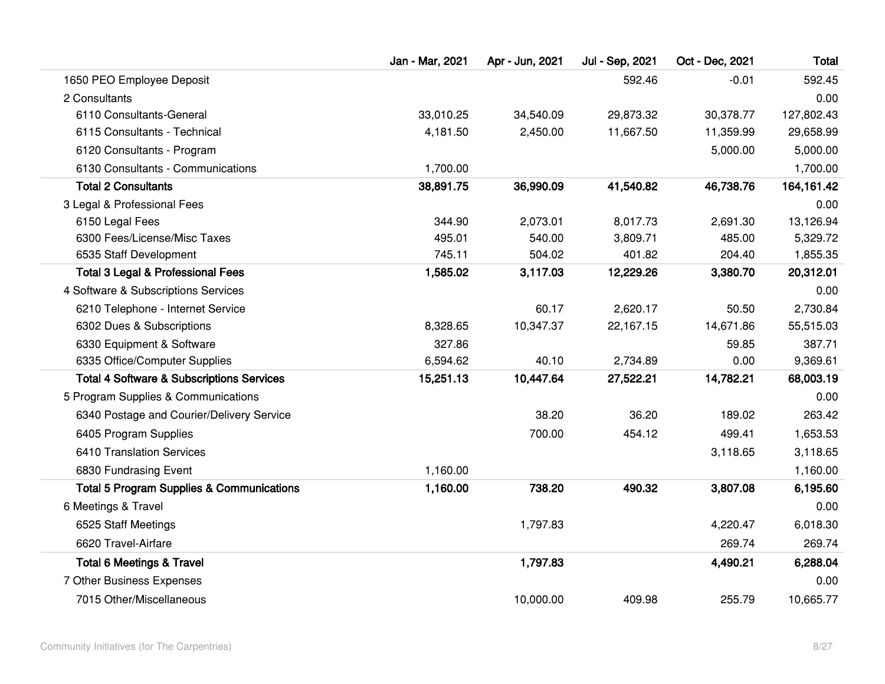| | Jan - Mar, 2021 | Apr - Jun, 2021 | Jul - Sep, 2021 | Oct - Dec, 2021 | Total |
|---|---|---|---|---|---|
| 1650 PEO Employee Deposit | | | 592.46 | -0.01 | 592.45 |
| 2 Consultants | | | | | 0.00 |
| 6110 Consultants-General | 33,010.25 | 34,540.09 | 29,873.32 | 30,378.77 | 127,802.43 |
| 6115 Consultants - Technical | 4,181.50 | 2,450.00 | 11,667.50 | 11,359.99 | 29,658.99 |
| 6120 Consultants - Program | | | | 5,000.00 | 5,000.00 |
| 6130 Consultants - Communications | 1,700.00 | | | | 1,700.00 |
| **Total 2 Consultants** | **38,891.75** | **36,990.09** | **41,540.82** | **46,738.76** | **164,161.42** |
| 3 Legal & Professional Fees | | | | | 0.00 |
| 6150 Legal Fees | 344.90 | 2,073.01 | 8,017.73 | 2,691.30 | 13,126.94 |
| 6300 Fees/License/Misc Taxes | 495.01 | 540.00 | 3,809.71 | 485.00 | 5,329.72 |
| 6535 Staff Development | 745.11 | 504.02 | 401.82 | 204.40 | 1,855.35 |
| **Total 3 Legal & Professional Fees** | **1,585.02** | **3,117.03** | **12,229.26** | **3,380.70** | **20,312.01** |
| 4 Software & Subscriptions Services | | | | | 0.00 |
| 6210 Telephone - Internet Service | | 60.17 | 2,620.17 | 50.50 | 2,730.84 |
| 6302 Dues & Subscriptions | 8,328.65 | 10,347.37 | 22,167.15 | 14,671.86 | 55,515.03 |
| 6330 Equipment & Software | 327.86 | | | 59.85 | 387.71 |
| 6335 Office/Computer Supplies | 6,594.62 | 40.10 | 2,734.89 | 0.00 | 9,369.61 |
| **Total 4 Software & Subscriptions Services** | **15,251.13** | **10,447.64** | **27,522.21** | **14,782.21** | **68,003.19** |
| 5 Program Supplies & Communications | | | | | 0.00 |
| 6340 Postage and Courier/Delivery Service | | 38.20 | 36.20 | 189.02 | 263.42 |
| 6405 Program Supplies | | 700.00 | 454.12 | 499.41 | 1,653.53 |
| 6410 Translation Services | | | | 3,118.65 | 3,118.65 |
| 6830 Fundrasing Event | 1,160.00 | | | | 1,160.00 |
| **Total 5 Program Supplies & Communications** | **1,160.00** | **738.20** | **490.32** | **3,807.08** | **6,195.60** |
| 6 Meetings & Travel | | | | | 0.00 |
| 6525 Staff Meetings | | 1,797.83 | | 4,220.47 | 6,018.30 |
| 6620 Travel-Airfare | | | | 269.74 | 269.74 |
| **Total 6 Meetings & Travel** | | **1,797.83** | | **4,490.21** | **6,288.04** |
| 7 Other Business Expenses | | | | | 0.00 |
| 7015 Other/Miscellaneous | | 10,000.00 | 409.98 | 255.79 | 10,665.77 |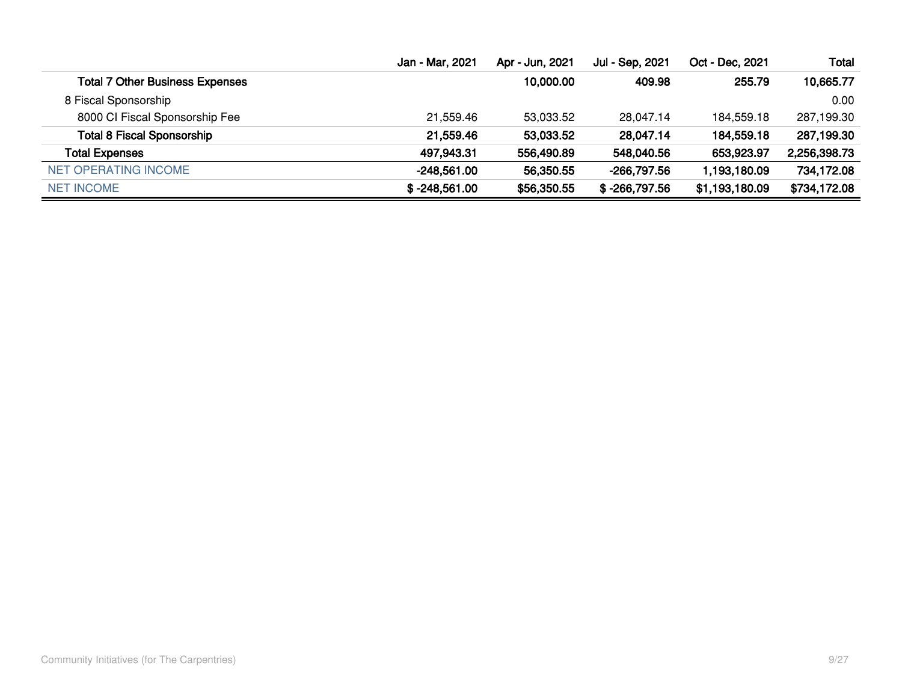| | Jan - Mar, 2021 | Apr - Jun, 2021 | Jul - Sep, 2021 | Oct - Dec, 2021 | Total |
|---|---|---|---|---|---|
| **Total 7 Other Business Expenses** | | **10,000.00** | **409.98** | **255.79** | **10,665.77** |
| 8 Fiscal Sponsorship | | | | | 0.00 |
| 8000 CI Fiscal Sponsorship Fee | 21,559.46 | 53,033.52 | 28,047.14 | 184,559.18 | 287,199.30 |
| **Total 8 Fiscal Sponsorship** | **21,559.46** | **53,033.52** | **28,047.14** | **184,559.18** | **287,199.30** |
| **Total Expenses** | **497,943.31** | **556,490.89** | **548,040.56** | **653,923.97** | **2,256,398.73** |
| NET OPERATING INCOME | **-248,561.00** | **56,350.55** | **-266,797.56** | **1,193,180.09** | **734,172.08** |
| NET INCOME | **$ -248,561.00** | **$56,350.55** | **$ -266,797.56** | **$1,193,180.09** | **$734,172.08** |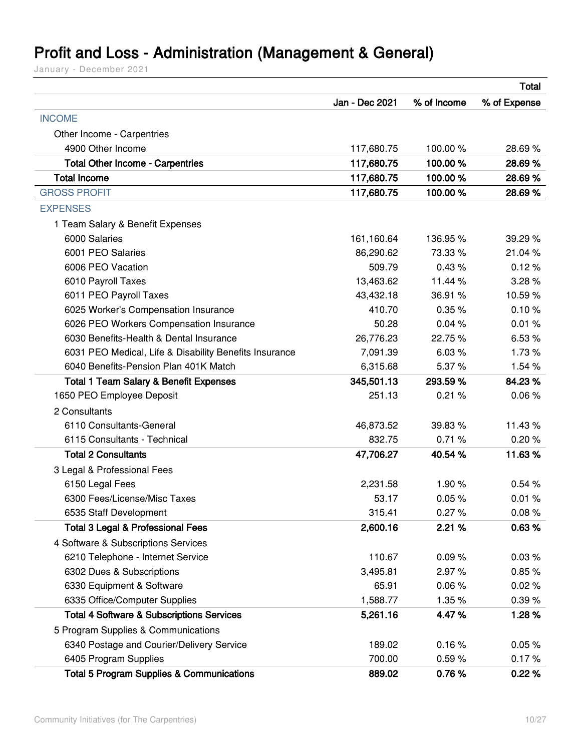# Profit and Loss - Administration (Management & General)

January - December 2021

| | Total | | |
|---|---|---|---|
| | Jan - Dec 2021 | % of Income | % of Expense |
| INCOME | | | |
| Other Income - Carpentries | | | |
| 4900 Other Income | 117,680.75 | 100.00 % | 28.69 % |
| **Total Other Income - Carpentries** | **117,680.75** | **100.00 %** | **28.69 %** |
| **Total Income** | **117,680.75** | **100.00 %** | **28.69 %** |
| GROSS PROFIT | **117,680.75** | **100.00 %** | **28.69 %** |
| EXPENSES | | | |
| 1 Team Salary & Benefit Expenses | | | |
| 6000 Salaries | 161,160.64 | 136.95 % | 39.29 % |
| 6001 PEO Salaries | 86,290.62 | 73.33 % | 21.04 % |
| 6006 PEO Vacation | 509.79 | 0.43 % | 0.12 % |
| 6010 Payroll Taxes | 13,463.62 | 11.44 % | 3.28 % |
| 6011 PEO Payroll Taxes | 43,432.18 | 36.91 % | 10.59 % |
| 6025 Worker's Compensation Insurance | 410.70 | 0.35 % | 0.10 % |
| 6026 PEO Workers Compensation Insurance | 50.28 | 0.04 % | 0.01 % |
| 6030 Benefits-Health & Dental Insurance | 26,776.23 | 22.75 % | 6.53 % |
| 6031 PEO Medical, Life & Disability Benefits Insurance | 7,091.39 | 6.03 % | 1.73 % |
| 6040 Benefits-Pension Plan 401K Match | 6,315.68 | 5.37 % | 1.54 % |
| **Total 1 Team Salary & Benefit Expenses** | **345,501.13** | **293.59 %** | **84.23 %** |
| 1650 PEO Employee Deposit | 251.13 | 0.21 % | 0.06 % |
| 2 Consultants | | | |
| 6110 Consultants-General | 46,873.52 | 39.83 % | 11.43 % |
| 6115 Consultants - Technical | 832.75 | 0.71 % | 0.20 % |
| **Total 2 Consultants** | **47,706.27** | **40.54 %** | **11.63 %** |
| 3 Legal & Professional Fees | | | |
| 6150 Legal Fees | 2,231.58 | 1.90 % | 0.54 % |
| 6300 Fees/License/Misc Taxes | 53.17 | 0.05 % | 0.01 % |
| 6535 Staff Development | 315.41 | 0.27 % | 0.08 % |
| **Total 3 Legal & Professional Fees** | **2,600.16** | **2.21 %** | **0.63 %** |
| 4 Software & Subscriptions Services | | | |
| 6210 Telephone - Internet Service | 110.67 | 0.09 % | 0.03 % |
| 6302 Dues & Subscriptions | 3,495.81 | 2.97 % | 0.85 % |
| 6330 Equipment & Software | 65.91 | 0.06 % | 0.02 % |
| 6335 Office/Computer Supplies | 1,588.77 | 1.35 % | 0.39 % |
| **Total 4 Software & Subscriptions Services** | **5,261.16** | **4.47 %** | **1.28 %** |
| 5 Program Supplies & Communications | | | |
| 6340 Postage and Courier/Delivery Service | 189.02 | 0.16 % | 0.05 % |
| 6405 Program Supplies | 700.00 | 0.59 % | 0.17 % |
| **Total 5 Program Supplies & Communications** | **889.02** | **0.76 %** | **0.22 %** |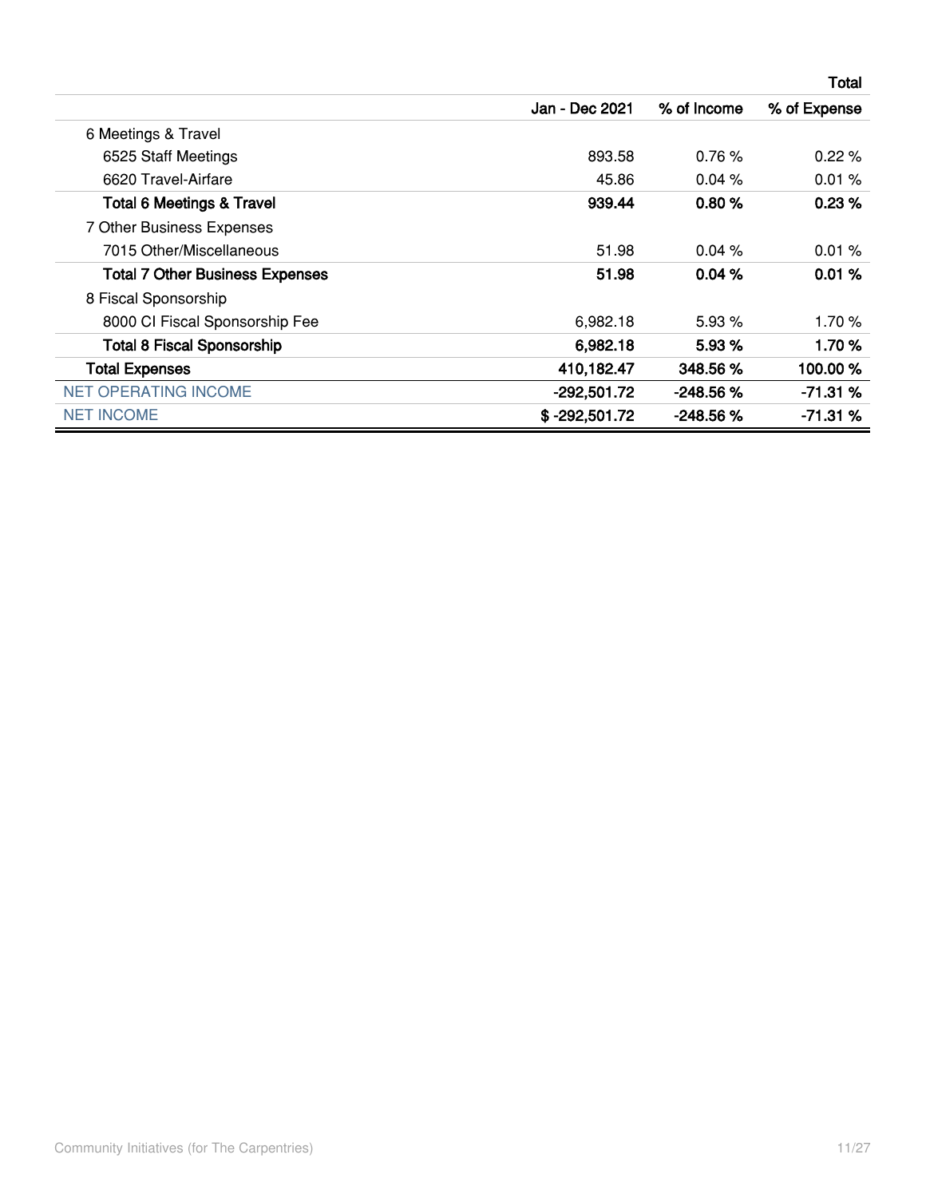| | Total | | |
|---|---|---|---|
| | Jan - Dec 2021 | % of Income | % of Expense |
| 6 Meetings & Travel | | | |
| 6525 Staff Meetings | 893.58 | 0.76 % | 0.22 % |
| 6620 Travel-Airfare | 45.86 | 0.04 % | 0.01 % |
| **Total 6 Meetings & Travel** | **939.44** | **0.80 %** | **0.23 %** |
| 7 Other Business Expenses | | | |
| 7015 Other/Miscellaneous | 51.98 | 0.04 % | 0.01 % |
| **Total 7 Other Business Expenses** | **51.98** | **0.04 %** | **0.01 %** |
| 8 Fiscal Sponsorship | | | |
| 8000 CI Fiscal Sponsorship Fee | 6,982.18 | 5.93 % | 1.70 % |
| **Total 8 Fiscal Sponsorship** | **6,982.18** | **5.93 %** | **1.70 %** |
| **Total Expenses** | **410,182.47** | **348.56 %** | **100.00 %** |
| NET OPERATING INCOME | **-292,501.72** | **-248.56 %** | **-71.31 %** |
| NET INCOME | **$ -292,501.72** | **-248.56 %** | **-71.31 %** |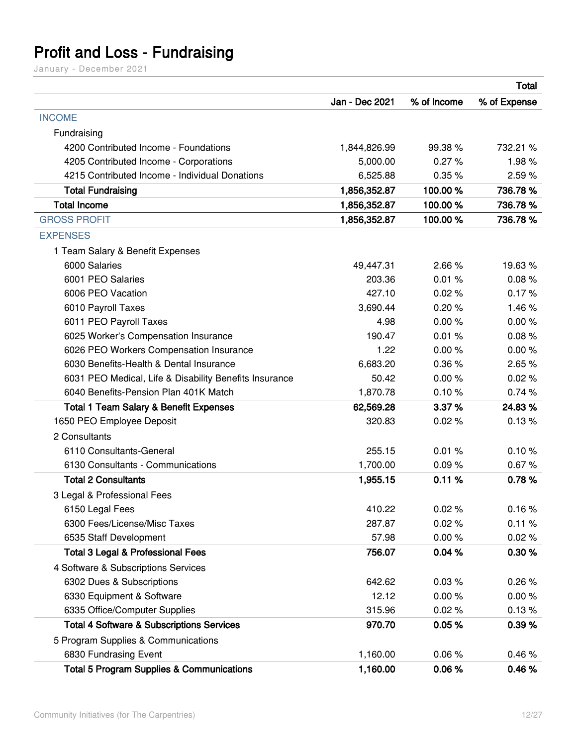# Profit and Loss - Fundraising

January - December 2021

| | Total | | |
|---|---|---|---|
| | Jan - Dec 2021 | % of Income | % of Expense |
| INCOME | | | |
| Fundraising | | | |
| 4200 Contributed Income - Foundations | 1,844,826.99 | 99.38 % | 732.21 % |
| 4205 Contributed Income - Corporations | 5,000.00 | 0.27 % | 1.98 % |
| 4215 Contributed Income - Individual Donations | 6,525.88 | 0.35 % | 2.59 % |
| **Total Fundraising** | **1,856,352.87** | **100.00 %** | **736.78 %** |
| **Total Income** | **1,856,352.87** | **100.00 %** | **736.78 %** |
| GROSS PROFIT | **1,856,352.87** | **100.00 %** | **736.78 %** |
| EXPENSES | | | |
| 1 Team Salary & Benefit Expenses | | | |
| 6000 Salaries | 49,447.31 | 2.66 % | 19.63 % |
| 6001 PEO Salaries | 203.36 | 0.01 % | 0.08 % |
| 6006 PEO Vacation | 427.10 | 0.02 % | 0.17 % |
| 6010 Payroll Taxes | 3,690.44 | 0.20 % | 1.46 % |
| 6011 PEO Payroll Taxes | 4.98 | 0.00 % | 0.00 % |
| 6025 Worker's Compensation Insurance | 190.47 | 0.01 % | 0.08 % |
| 6026 PEO Workers Compensation Insurance | 1.22 | 0.00 % | 0.00 % |
| 6030 Benefits-Health & Dental Insurance | 6,683.20 | 0.36 % | 2.65 % |
| 6031 PEO Medical, Life & Disability Benefits Insurance | 50.42 | 0.00 % | 0.02 % |
| 6040 Benefits-Pension Plan 401K Match | 1,870.78 | 0.10 % | 0.74 % |
| **Total 1 Team Salary & Benefit Expenses** | **62,569.28** | **3.37 %** | **24.83 %** |
| 1650 PEO Employee Deposit | 320.83 | 0.02 % | 0.13 % |
| 2 Consultants | | | |
| 6110 Consultants-General | 255.15 | 0.01 % | 0.10 % |
| 6130 Consultants - Communications | 1,700.00 | 0.09 % | 0.67 % |
| **Total 2 Consultants** | **1,955.15** | **0.11 %** | **0.78 %** |
| 3 Legal & Professional Fees | | | |
| 6150 Legal Fees | 410.22 | 0.02 % | 0.16 % |
| 6300 Fees/License/Misc Taxes | 287.87 | 0.02 % | 0.11 % |
| 6535 Staff Development | 57.98 | 0.00 % | 0.02 % |
| **Total 3 Legal & Professional Fees** | **756.07** | **0.04 %** | **0.30 %** |
| 4 Software & Subscriptions Services | | | |
| 6302 Dues & Subscriptions | 642.62 | 0.03 % | 0.26 % |
| 6330 Equipment & Software | 12.12 | 0.00 % | 0.00 % |
| 6335 Office/Computer Supplies | 315.96 | 0.02 % | 0.13 % |
| **Total 4 Software & Subscriptions Services** | **970.70** | **0.05 %** | **0.39 %** |
| 5 Program Supplies & Communications | | | |
| 6830 Fundrasing Event | 1,160.00 | 0.06 % | 0.46 % |
| **Total 5 Program Supplies & Communications** | **1,160.00** | **0.06 %** | **0.46 %** |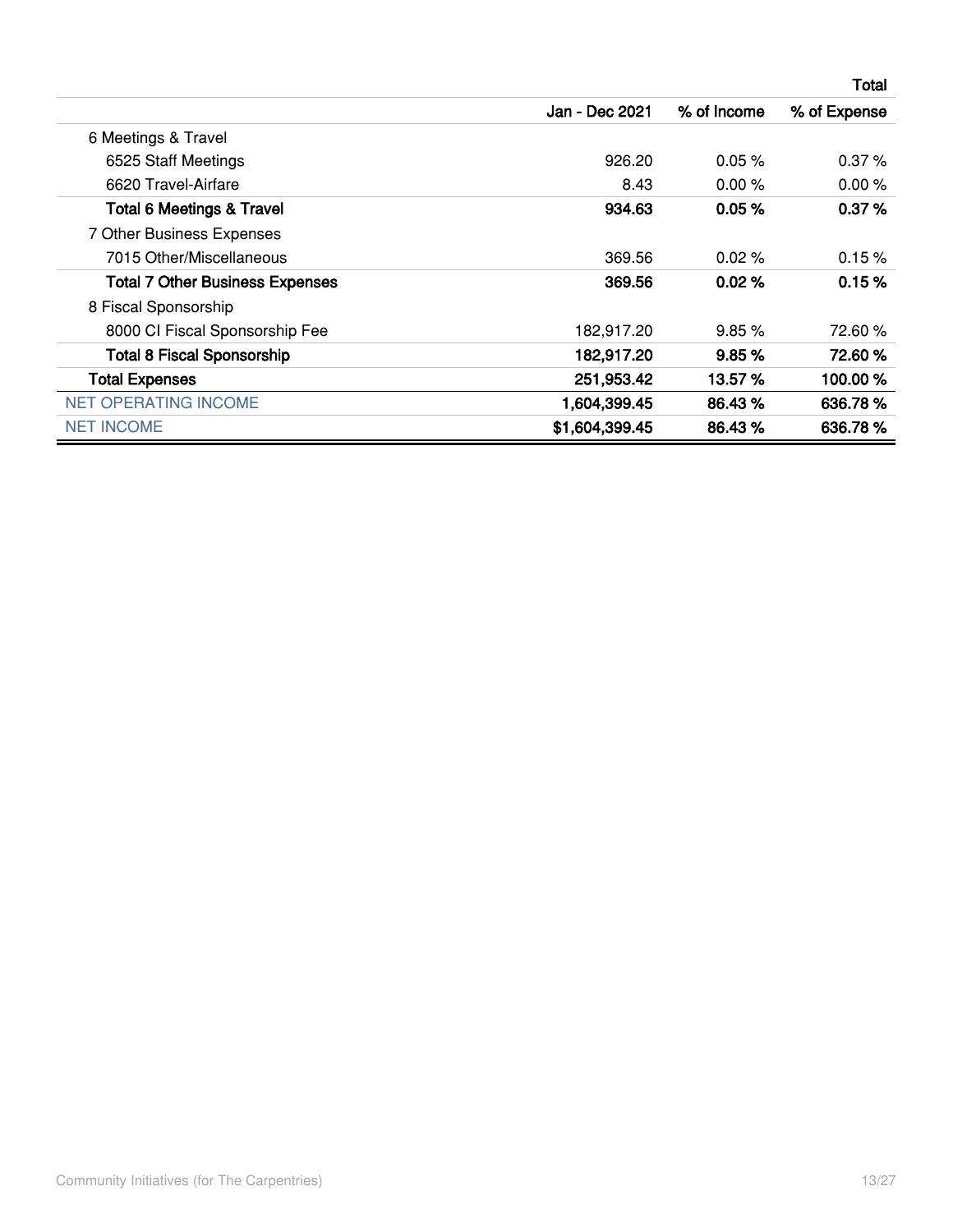| | Total | | |
|---|---|---|---|
| | Jan - Dec 2021 | % of Income | % of Expense |
| 6 Meetings & Travel | | | |
| 6525 Staff Meetings | 926.20 | 0.05 % | 0.37 % |
| 6620 Travel-Airfare | 8.43 | 0.00 % | 0.00 % |
| **Total 6 Meetings & Travel** | **934.63** | **0.05 %** | **0.37 %** |
| 7 Other Business Expenses | | | |
| 7015 Other/Miscellaneous | 369.56 | 0.02 % | 0.15 % |
| **Total 7 Other Business Expenses** | **369.56** | **0.02 %** | **0.15 %** |
| 8 Fiscal Sponsorship | | | |
| 8000 CI Fiscal Sponsorship Fee | 182,917.20 | 9.85 % | 72.60 % |
| **Total 8 Fiscal Sponsorship** | **182,917.20** | **9.85 %** | **72.60 %** |
| **Total Expenses** | **251,953.42** | **13.57 %** | **100.00 %** |
| NET OPERATING INCOME | **1,604,399.45** | **86.43 %** | **636.78 %** |
| NET INCOME | **$1,604,399.45** | **86.43 %** | **636.78 %** |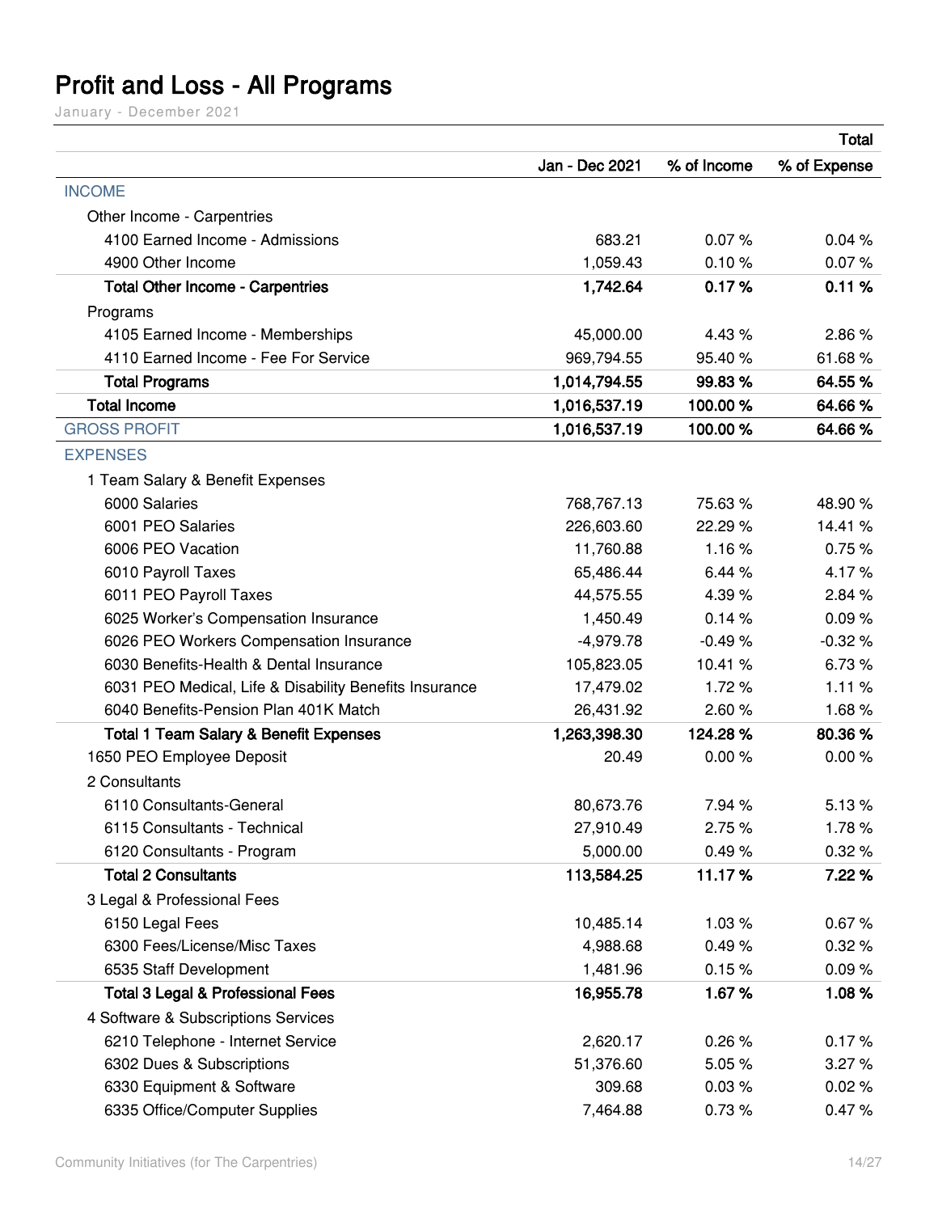# Profit and Loss - All Programs

January - December 2021

| | Total | | |
|---|---|---|---|
| | Jan - Dec 2021 | % of Income | % of Expense |
| INCOME | | | |
| Other Income - Carpentries | | | |
| 4100 Earned Income - Admissions | 683.21 | 0.07 % | 0.04 % |
| 4900 Other Income | 1,059.43 | 0.10 % | 0.07 % |
| **Total Other Income - Carpentries** | **1,742.64** | **0.17 %** | **0.11 %** |
| Programs | | | |
| 4105 Earned Income - Memberships | 45,000.00 | 4.43 % | 2.86 % |
| 4110 Earned Income - Fee For Service | 969,794.55 | 95.40 % | 61.68 % |
| **Total Programs** | **1,014,794.55** | **99.83 %** | **64.55 %** |
| **Total Income** | **1,016,537.19** | **100.00 %** | **64.66 %** |
| GROSS PROFIT | **1,016,537.19** | **100.00 %** | **64.66 %** |
| EXPENSES | | | |
| 1 Team Salary & Benefit Expenses | | | |
| 6000 Salaries | 768,767.13 | 75.63 % | 48.90 % |
| 6001 PEO Salaries | 226,603.60 | 22.29 % | 14.41 % |
| 6006 PEO Vacation | 11,760.88 | 1.16 % | 0.75 % |
| 6010 Payroll Taxes | 65,486.44 | 6.44 % | 4.17 % |
| 6011 PEO Payroll Taxes | 44,575.55 | 4.39 % | 2.84 % |
| 6025 Worker's Compensation Insurance | 1,450.49 | 0.14 % | 0.09 % |
| 6026 PEO Workers Compensation Insurance | -4,979.78 | -0.49 % | -0.32 % |
| 6030 Benefits-Health & Dental Insurance | 105,823.05 | 10.41 % | 6.73 % |
| 6031 PEO Medical, Life & Disability Benefits Insurance | 17,479.02 | 1.72 % | 1.11 % |
| 6040 Benefits-Pension Plan 401K Match | 26,431.92 | 2.60 % | 1.68 % |
| **Total 1 Team Salary & Benefit Expenses** | **1,263,398.30** | **124.28 %** | **80.36 %** |
| 1650 PEO Employee Deposit | 20.49 | 0.00 % | 0.00 % |
| 2 Consultants | | | |
| 6110 Consultants-General | 80,673.76 | 7.94 % | 5.13 % |
| 6115 Consultants - Technical | 27,910.49 | 2.75 % | 1.78 % |
| 6120 Consultants - Program | 5,000.00 | 0.49 % | 0.32 % |
| **Total 2 Consultants** | **113,584.25** | **11.17 %** | **7.22 %** |
| 3 Legal & Professional Fees | | | |
| 6150 Legal Fees | 10,485.14 | 1.03 % | 0.67 % |
| 6300 Fees/License/Misc Taxes | 4,988.68 | 0.49 % | 0.32 % |
| 6535 Staff Development | 1,481.96 | 0.15 % | 0.09 % |
| **Total 3 Legal & Professional Fees** | **16,955.78** | **1.67 %** | **1.08 %** |
| 4 Software & Subscriptions Services | | | |
| 6210 Telephone - Internet Service | 2,620.17 | 0.26 % | 0.17 % |
| 6302 Dues & Subscriptions | 51,376.60 | 5.05 % | 3.27 % |
| 6330 Equipment & Software | 309.68 | 0.03 % | 0.02 % |
| 6335 Office/Computer Supplies | 7,464.88 | 0.73 % | 0.47 % |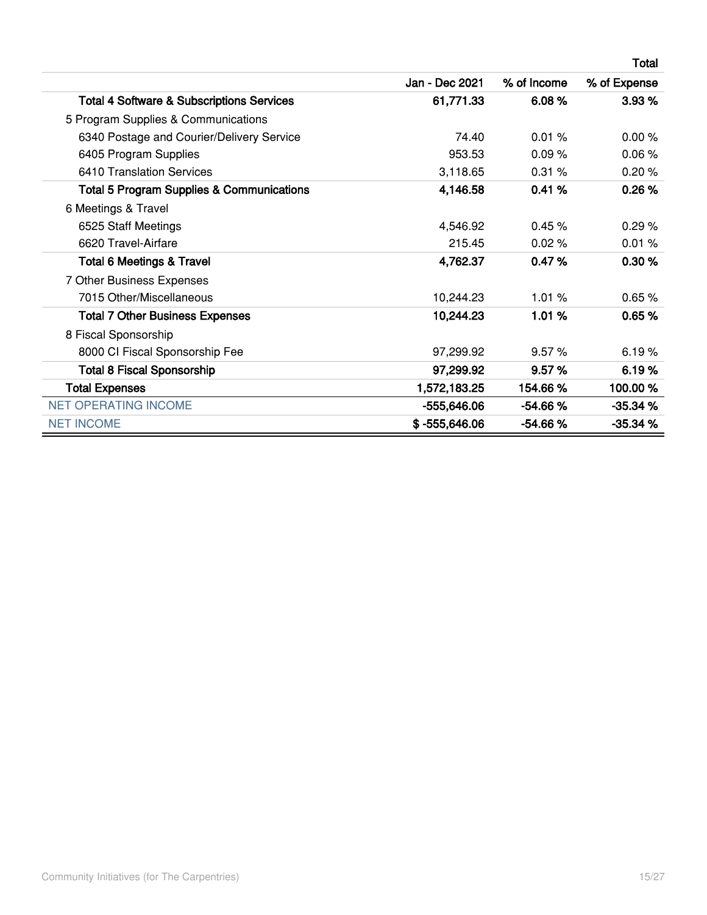| | Total | | |
|---|---|---|---|
| | Jan - Dec 2021 | % of Income | % of Expense |
| **Total 4 Software & Subscriptions Services** | **61,771.33** | **6.08 %** | **3.93 %** |
| 5 Program Supplies & Communications | | | |
| 6340 Postage and Courier/Delivery Service | 74.40 | 0.01 % | 0.00 % |
| 6405 Program Supplies | 953.53 | 0.09 % | 0.06 % |
| 6410 Translation Services | 3,118.65 | 0.31 % | 0.20 % |
| **Total 5 Program Supplies & Communications** | **4,146.58** | **0.41 %** | **0.26 %** |
| 6 Meetings & Travel | | | |
| 6525 Staff Meetings | 4,546.92 | 0.45 % | 0.29 % |
| 6620 Travel-Airfare | 215.45 | 0.02 % | 0.01 % |
| **Total 6 Meetings & Travel** | **4,762.37** | **0.47 %** | **0.30 %** |
| 7 Other Business Expenses | | | |
| 7015 Other/Miscellaneous | 10,244.23 | 1.01 % | 0.65 % |
| **Total 7 Other Business Expenses** | **10,244.23** | **1.01 %** | **0.65 %** |
| 8 Fiscal Sponsorship | | | |
| 8000 CI Fiscal Sponsorship Fee | 97,299.92 | 9.57 % | 6.19 % |
| **Total 8 Fiscal Sponsorship** | **97,299.92** | **9.57 %** | **6.19 %** |
| **Total Expenses** | **1,572,183.25** | **154.66 %** | **100.00 %** |
| NET OPERATING INCOME | **-555,646.06** | **-54.66 %** | **-35.34 %** |
| NET INCOME | **$ -555,646.06** | **-54.66 %** | **-35.34 %** |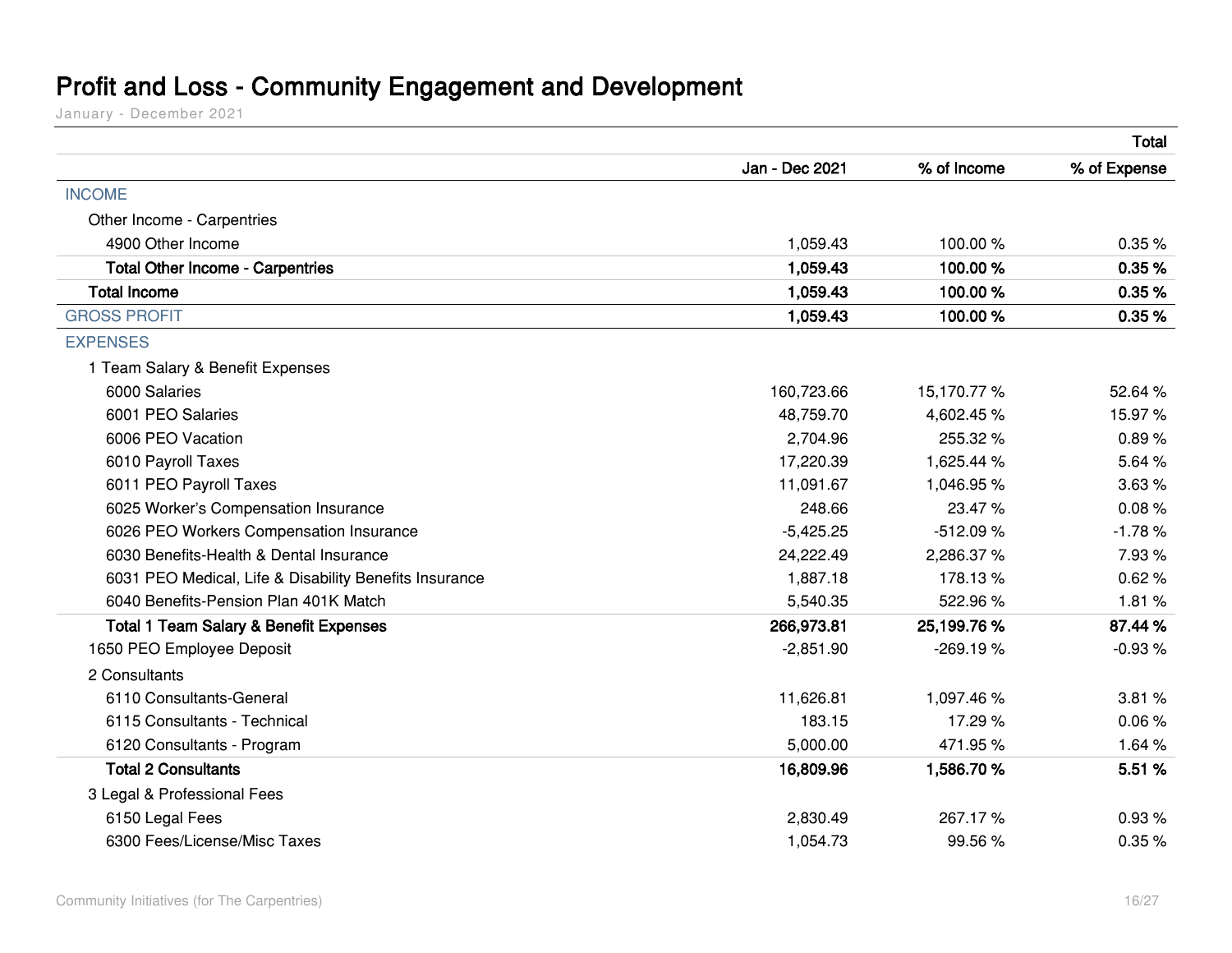# Profit and Loss - Community Engagement and Development

January - December 2021

| | | | Total |
|---|---|---|---|
| | Jan - Dec 2021 | % of Income | % of Expense |
| INCOME | | | |
| Other Income - Carpentries | | | |
| 4900 Other Income | 1,059.43 | 100.00 % | 0.35 % |
| **Total Other Income - Carpentries** | **1,059.43** | **100.00 %** | **0.35 %** |
| **Total Income** | **1,059.43** | **100.00 %** | **0.35 %** |
| GROSS PROFIT | **1,059.43** | **100.00 %** | **0.35 %** |
| EXPENSES | | | |
| 1 Team Salary & Benefit Expenses | | | |
| 6000 Salaries | 160,723.66 | 15,170.77 % | 52.64 % |
| 6001 PEO Salaries | 48,759.70 | 4,602.45 % | 15.97 % |
| 6006 PEO Vacation | 2,704.96 | 255.32 % | 0.89 % |
| 6010 Payroll Taxes | 17,220.39 | 1,625.44 % | 5.64 % |
| 6011 PEO Payroll Taxes | 11,091.67 | 1,046.95 % | 3.63 % |
| 6025 Worker's Compensation Insurance | 248.66 | 23.47 % | 0.08 % |
| 6026 PEO Workers Compensation Insurance | -5,425.25 | -512.09 % | -1.78 % |
| 6030 Benefits-Health & Dental Insurance | 24,222.49 | 2,286.37 % | 7.93 % |
| 6031 PEO Medical, Life & Disability Benefits Insurance | 1,887.18 | 178.13 % | 0.62 % |
| 6040 Benefits-Pension Plan 401K Match | 5,540.35 | 522.96 % | 1.81 % |
| **Total 1 Team Salary & Benefit Expenses** | **266,973.81** | **25,199.76 %** | **87.44 %** |
| 1650 PEO Employee Deposit | -2,851.90 | -269.19 % | -0.93 % |
| 2 Consultants | | | |
| 6110 Consultants-General | 11,626.81 | 1,097.46 % | 3.81 % |
| 6115 Consultants - Technical | 183.15 | 17.29 % | 0.06 % |
| 6120 Consultants - Program | 5,000.00 | 471.95 % | 1.64 % |
| **Total 2 Consultants** | **16,809.96** | **1,586.70 %** | **5.51 %** |
| 3 Legal & Professional Fees | | | |
| 6150 Legal Fees | 2,830.49 | 267.17 % | 0.93 % |
| 6300 Fees/License/Misc Taxes | 1,054.73 | 99.56 % | 0.35 % |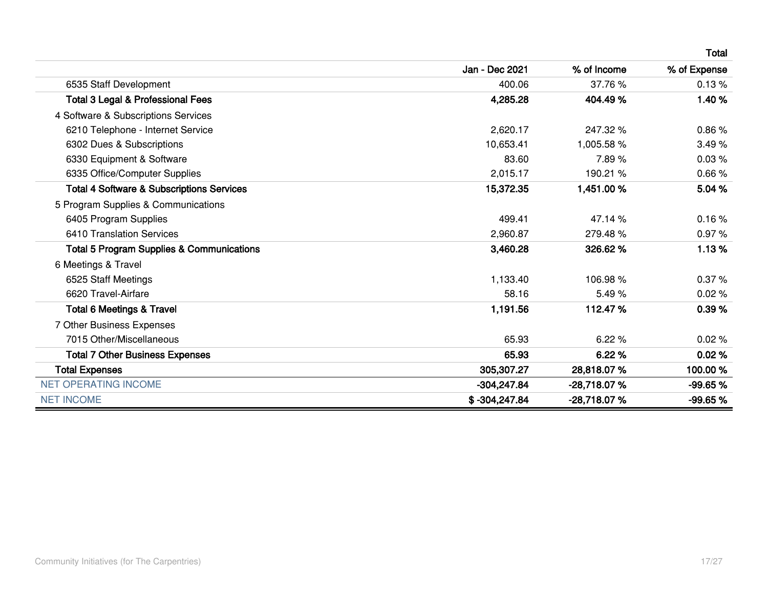| | | | Total |
|---|---|---|---|
| | Jan - Dec 2021 | % of Income | % of Expense |
| 6535 Staff Development | 400.06 | 37.76 % | 0.13 % |
| **Total 3 Legal & Professional Fees** | **4,285.28** | **404.49 %** | **1.40 %** |
| 4 Software & Subscriptions Services | | | |
| 6210 Telephone - Internet Service | 2,620.17 | 247.32 % | 0.86 % |
| 6302 Dues & Subscriptions | 10,653.41 | 1,005.58 % | 3.49 % |
| 6330 Equipment & Software | 83.60 | 7.89 % | 0.03 % |
| 6335 Office/Computer Supplies | 2,015.17 | 190.21 % | 0.66 % |
| **Total 4 Software & Subscriptions Services** | **15,372.35** | **1,451.00 %** | **5.04 %** |
| 5 Program Supplies & Communications | | | |
| 6405 Program Supplies | 499.41 | 47.14 % | 0.16 % |
| 6410 Translation Services | 2,960.87 | 279.48 % | 0.97 % |
| **Total 5 Program Supplies & Communications** | **3,460.28** | **326.62 %** | **1.13 %** |
| 6 Meetings & Travel | | | |
| 6525 Staff Meetings | 1,133.40 | 106.98 % | 0.37 % |
| 6620 Travel-Airfare | 58.16 | 5.49 % | 0.02 % |
| **Total 6 Meetings & Travel** | **1,191.56** | **112.47 %** | **0.39 %** |
| 7 Other Business Expenses | | | |
| 7015 Other/Miscellaneous | 65.93 | 6.22 % | 0.02 % |
| **Total 7 Other Business Expenses** | **65.93** | **6.22 %** | **0.02 %** |
| **Total Expenses** | **305,307.27** | **28,818.07 %** | **100.00 %** |
| NET OPERATING INCOME | **-304,247.84** | **-28,718.07 %** | **-99.65 %** |
| NET INCOME | **$ -304,247.84** | **-28,718.07 %** | **-99.65 %** |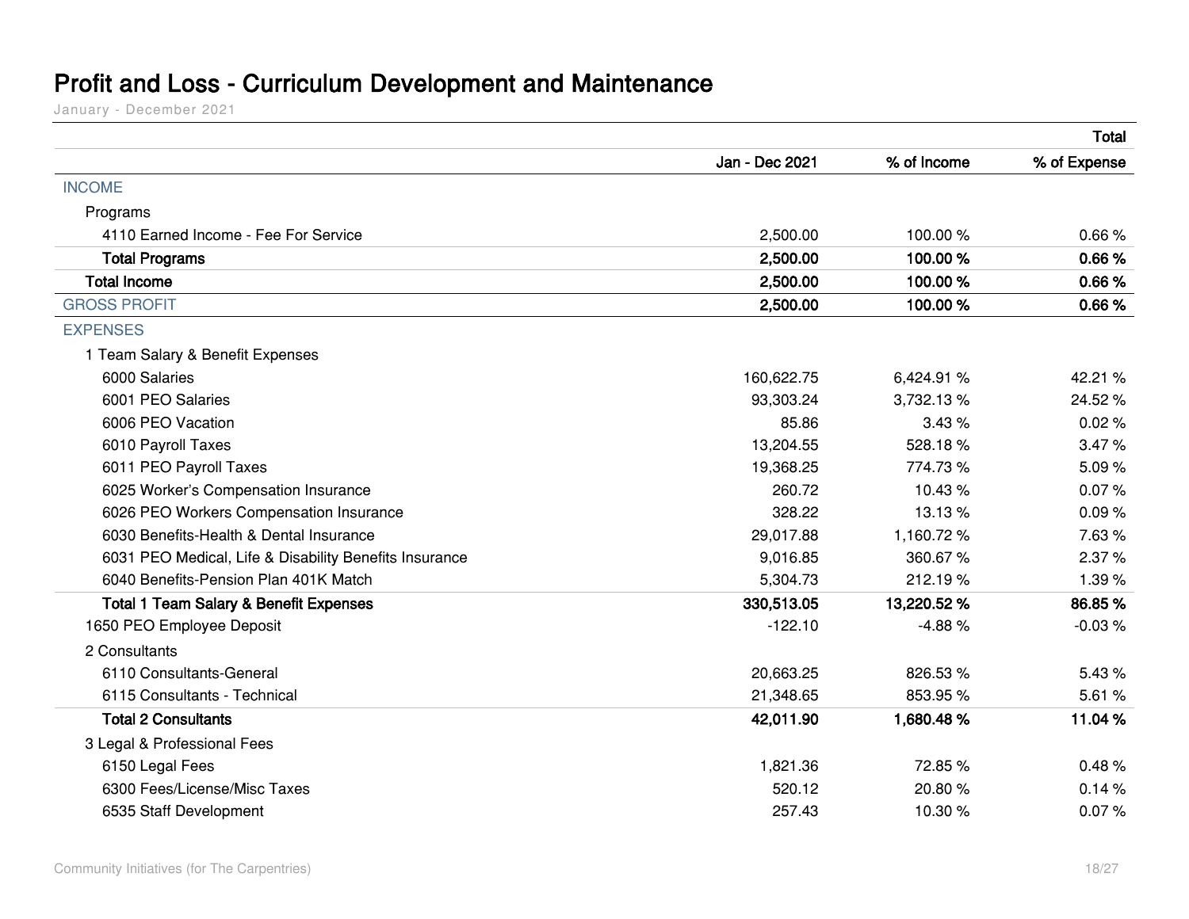# Profit and Loss - Curriculum Development and Maintenance

January - December 2021

| | Total | | |
|---|---|---|---|
| | Jan - Dec 2021 | % of Income | % of Expense |
| INCOME | | | |
| Programs | | | |
| 4110 Earned Income - Fee For Service | 2,500.00 | 100.00 % | 0.66 % |
| **Total Programs** | **2,500.00** | **100.00 %** | **0.66 %** |
| **Total Income** | **2,500.00** | **100.00 %** | **0.66 %** |
| GROSS PROFIT | **2,500.00** | **100.00 %** | **0.66 %** |
| EXPENSES | | | |
| 1 Team Salary & Benefit Expenses | | | |
| 6000 Salaries | 160,622.75 | 6,424.91 % | 42.21 % |
| 6001 PEO Salaries | 93,303.24 | 3,732.13 % | 24.52 % |
| 6006 PEO Vacation | 85.86 | 3.43 % | 0.02 % |
| 6010 Payroll Taxes | 13,204.55 | 528.18 % | 3.47 % |
| 6011 PEO Payroll Taxes | 19,368.25 | 774.73 % | 5.09 % |
| 6025 Worker's Compensation Insurance | 260.72 | 10.43 % | 0.07 % |
| 6026 PEO Workers Compensation Insurance | 328.22 | 13.13 % | 0.09 % |
| 6030 Benefits-Health & Dental Insurance | 29,017.88 | 1,160.72 % | 7.63 % |
| 6031 PEO Medical, Life & Disability Benefits Insurance | 9,016.85 | 360.67 % | 2.37 % |
| 6040 Benefits-Pension Plan 401K Match | 5,304.73 | 212.19 % | 1.39 % |
| **Total 1 Team Salary & Benefit Expenses** | **330,513.05** | **13,220.52 %** | **86.85 %** |
| 1650 PEO Employee Deposit | -122.10 | -4.88 % | -0.03 % |
| 2 Consultants | | | |
| 6110 Consultants-General | 20,663.25 | 826.53 % | 5.43 % |
| 6115 Consultants - Technical | 21,348.65 | 853.95 % | 5.61 % |
| **Total 2 Consultants** | **42,011.90** | **1,680.48 %** | **11.04 %** |
| 3 Legal & Professional Fees | | | |
| 6150 Legal Fees | 1,821.36 | 72.85 % | 0.48 % |
| 6300 Fees/License/Misc Taxes | 520.12 | 20.80 % | 0.14 % |
| 6535 Staff Development | 257.43 | 10.30 % | 0.07 % |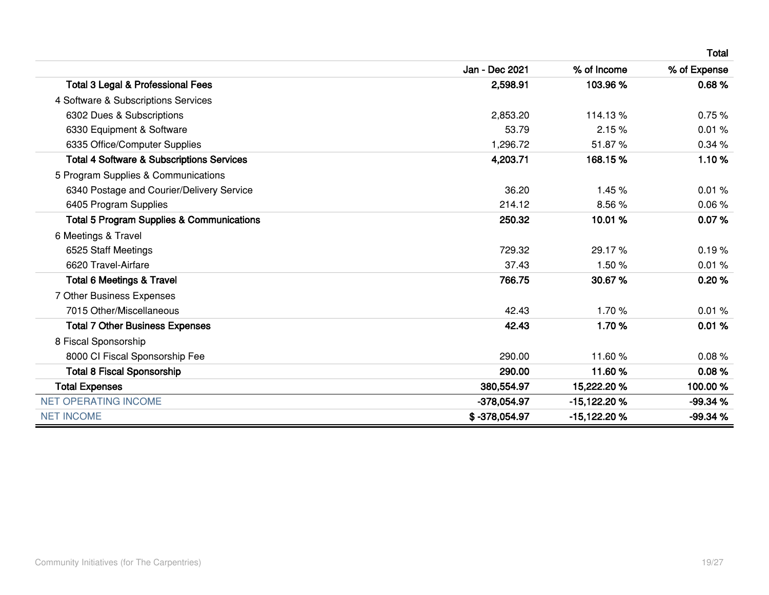| | | Total | |
|---|---|---|---|
| | Jan - Dec 2021 | % of Income | % of Expense |
| **Total 3 Legal & Professional Fees** | **2,598.91** | **103.96 %** | **0.68 %** |
| 4 Software & Subscriptions Services | | | |
| 6302 Dues & Subscriptions | 2,853.20 | 114.13 % | 0.75 % |
| 6330 Equipment & Software | 53.79 | 2.15 % | 0.01 % |
| 6335 Office/Computer Supplies | 1,296.72 | 51.87 % | 0.34 % |
| **Total 4 Software & Subscriptions Services** | **4,203.71** | **168.15 %** | **1.10 %** |
| 5 Program Supplies & Communications | | | |
| 6340 Postage and Courier/Delivery Service | 36.20 | 1.45 % | 0.01 % |
| 6405 Program Supplies | 214.12 | 8.56 % | 0.06 % |
| **Total 5 Program Supplies & Communications** | **250.32** | **10.01 %** | **0.07 %** |
| 6 Meetings & Travel | | | |
| 6525 Staff Meetings | 729.32 | 29.17 % | 0.19 % |
| 6620 Travel-Airfare | 37.43 | 1.50 % | 0.01 % |
| **Total 6 Meetings & Travel** | **766.75** | **30.67 %** | **0.20 %** |
| 7 Other Business Expenses | | | |
| 7015 Other/Miscellaneous | 42.43 | 1.70 % | 0.01 % |
| **Total 7 Other Business Expenses** | **42.43** | **1.70 %** | **0.01 %** |
| 8 Fiscal Sponsorship | | | |
| 8000 CI Fiscal Sponsorship Fee | 290.00 | 11.60 % | 0.08 % |
| **Total 8 Fiscal Sponsorship** | **290.00** | **11.60 %** | **0.08 %** |
| **Total Expenses** | **380,554.97** | **15,222.20 %** | **100.00 %** |
| NET OPERATING INCOME | **-378,054.97** | **-15,122.20 %** | **-99.34 %** |
| NET INCOME | **$ -378,054.97** | **-15,122.20 %** | **-99.34 %** |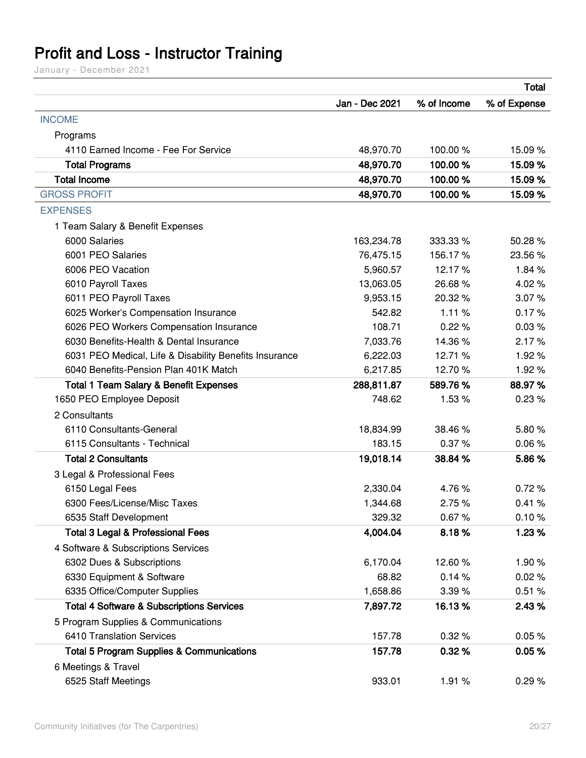# Profit and Loss - Instructor Training

January - December 2021

| | Total | | |
|---|---|---|---|
| | Jan - Dec 2021 | % of Income | % of Expense |
| INCOME | | | |
| Programs | | | |
| 4110 Earned Income - Fee For Service | 48,970.70 | 100.00 % | 15.09 % |
| **Total Programs** | **48,970.70** | **100.00 %** | **15.09 %** |
| **Total Income** | **48,970.70** | **100.00 %** | **15.09 %** |
| GROSS PROFIT | **48,970.70** | **100.00 %** | **15.09 %** |
| EXPENSES | | | |
| 1 Team Salary & Benefit Expenses | | | |
| 6000 Salaries | 163,234.78 | 333.33 % | 50.28 % |
| 6001 PEO Salaries | 76,475.15 | 156.17 % | 23.56 % |
| 6006 PEO Vacation | 5,960.57 | 12.17 % | 1.84 % |
| 6010 Payroll Taxes | 13,063.05 | 26.68 % | 4.02 % |
| 6011 PEO Payroll Taxes | 9,953.15 | 20.32 % | 3.07 % |
| 6025 Worker's Compensation Insurance | 542.82 | 1.11 % | 0.17 % |
| 6026 PEO Workers Compensation Insurance | 108.71 | 0.22 % | 0.03 % |
| 6030 Benefits-Health & Dental Insurance | 7,033.76 | 14.36 % | 2.17 % |
| 6031 PEO Medical, Life & Disability Benefits Insurance | 6,222.03 | 12.71 % | 1.92 % |
| 6040 Benefits-Pension Plan 401K Match | 6,217.85 | 12.70 % | 1.92 % |
| **Total 1 Team Salary & Benefit Expenses** | **288,811.87** | **589.76 %** | **88.97 %** |
| 1650 PEO Employee Deposit | 748.62 | 1.53 % | 0.23 % |
| 2 Consultants | | | |
| 6110 Consultants-General | 18,834.99 | 38.46 % | 5.80 % |
| 6115 Consultants - Technical | 183.15 | 0.37 % | 0.06 % |
| **Total 2 Consultants** | **19,018.14** | **38.84 %** | **5.86 %** |
| 3 Legal & Professional Fees | | | |
| 6150 Legal Fees | 2,330.04 | 4.76 % | 0.72 % |
| 6300 Fees/License/Misc Taxes | 1,344.68 | 2.75 % | 0.41 % |
| 6535 Staff Development | 329.32 | 0.67 % | 0.10 % |
| **Total 3 Legal & Professional Fees** | **4,004.04** | **8.18 %** | **1.23 %** |
| 4 Software & Subscriptions Services | | | |
| 6302 Dues & Subscriptions | 6,170.04 | 12.60 % | 1.90 % |
| 6330 Equipment & Software | 68.82 | 0.14 % | 0.02 % |
| 6335 Office/Computer Supplies | 1,658.86 | 3.39 % | 0.51 % |
| **Total 4 Software & Subscriptions Services** | **7,897.72** | **16.13 %** | **2.43 %** |
| 5 Program Supplies & Communications | | | |
| 6410 Translation Services | 157.78 | 0.32 % | 0.05 % |
| **Total 5 Program Supplies & Communications** | **157.78** | **0.32 %** | **0.05 %** |
| 6 Meetings & Travel | | | |
| 6525 Staff Meetings | 933.01 | 1.91 % | 0.29 % |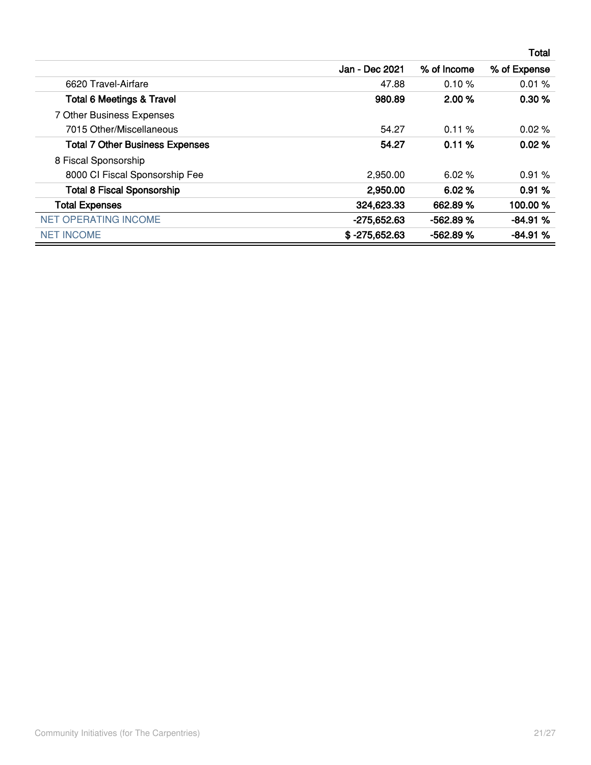| | Total | | |
|---|---|---|---|
| | Jan - Dec 2021 | % of Income | % of Expense |
| 6620 Travel-Airfare | 47.88 | 0.10 % | 0.01 % |
| **Total 6 Meetings & Travel** | **980.89** | **2.00 %** | **0.30 %** |
| 7 Other Business Expenses | | | |
| 7015 Other/Miscellaneous | 54.27 | 0.11 % | 0.02 % |
| **Total 7 Other Business Expenses** | **54.27** | **0.11 %** | **0.02 %** |
| 8 Fiscal Sponsorship | | | |
| 8000 CI Fiscal Sponsorship Fee | 2,950.00 | 6.02 % | 0.91 % |
| **Total 8 Fiscal Sponsorship** | **2,950.00** | **6.02 %** | **0.91 %** |
| **Total Expenses** | **324,623.33** | **662.89 %** | **100.00 %** |
| NET OPERATING INCOME | **-275,652.63** | **-562.89 %** | **-84.91 %** |
| NET INCOME | **$ -275,652.63** | **-562.89 %** | **-84.91 %** |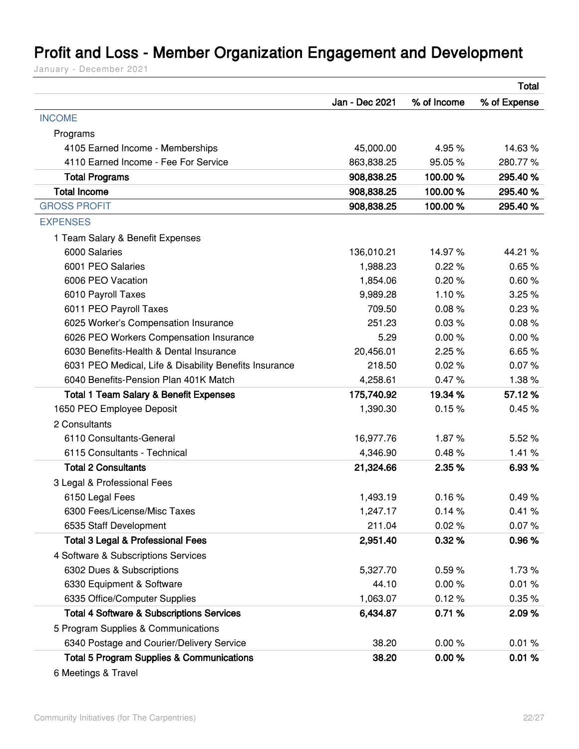# Profit and Loss - Member Organization Engagement and Development

January - December 2021

| | Total | | |
|---|---|---|---|
| | Jan - Dec 2021 | % of Income | % of Expense |
| **INCOME** | | | |
| Programs | | | |
| 4105 Earned Income - Memberships | 45,000.00 | 4.95 % | 14.63 % |
| 4110 Earned Income - Fee For Service | 863,838.25 | 95.05 % | 280.77 % |
| **Total Programs** | **908,838.25** | **100.00 %** | **295.40 %** |
| **Total Income** | **908,838.25** | **100.00 %** | **295.40 %** |
| **GROSS PROFIT** | **908,838.25** | **100.00 %** | **295.40 %** |
| **EXPENSES** | | | |
| 1 Team Salary & Benefit Expenses | | | |
| 6000 Salaries | 136,010.21 | 14.97 % | 44.21 % |
| 6001 PEO Salaries | 1,988.23 | 0.22 % | 0.65 % |
| 6006 PEO Vacation | 1,854.06 | 0.20 % | 0.60 % |
| 6010 Payroll Taxes | 9,989.28 | 1.10 % | 3.25 % |
| 6011 PEO Payroll Taxes | 709.50 | 0.08 % | 0.23 % |
| 6025 Worker's Compensation Insurance | 251.23 | 0.03 % | 0.08 % |
| 6026 PEO Workers Compensation Insurance | 5.29 | 0.00 % | 0.00 % |
| 6030 Benefits-Health & Dental Insurance | 20,456.01 | 2.25 % | 6.65 % |
| 6031 PEO Medical, Life & Disability Benefits Insurance | 218.50 | 0.02 % | 0.07 % |
| 6040 Benefits-Pension Plan 401K Match | 4,258.61 | 0.47 % | 1.38 % |
| **Total 1 Team Salary & Benefit Expenses** | **175,740.92** | **19.34 %** | **57.12 %** |
| 1650 PEO Employee Deposit | 1,390.30 | 0.15 % | 0.45 % |
| 2 Consultants | | | |
| 6110 Consultants-General | 16,977.76 | 1.87 % | 5.52 % |
| 6115 Consultants - Technical | 4,346.90 | 0.48 % | 1.41 % |
| **Total 2 Consultants** | **21,324.66** | **2.35 %** | **6.93 %** |
| 3 Legal & Professional Fees | | | |
| 6150 Legal Fees | 1,493.19 | 0.16 % | 0.49 % |
| 6300 Fees/License/Misc Taxes | 1,247.17 | 0.14 % | 0.41 % |
| 6535 Staff Development | 211.04 | 0.02 % | 0.07 % |
| **Total 3 Legal & Professional Fees** | **2,951.40** | **0.32 %** | **0.96 %** |
| 4 Software & Subscriptions Services | | | |
| 6302 Dues & Subscriptions | 5,327.70 | 0.59 % | 1.73 % |
| 6330 Equipment & Software | 44.10 | 0.00 % | 0.01 % |
| 6335 Office/Computer Supplies | 1,063.07 | 0.12 % | 0.35 % |
| **Total 4 Software & Subscriptions Services** | **6,434.87** | **0.71 %** | **2.09 %** |
| 5 Program Supplies & Communications | | | |
| 6340 Postage and Courier/Delivery Service | 38.20 | 0.00 % | 0.01 % |
| **Total 5 Program Supplies & Communications** | **38.20** | **0.00 %** | **0.01 %** |
| 6 Meetings & Travel | | | |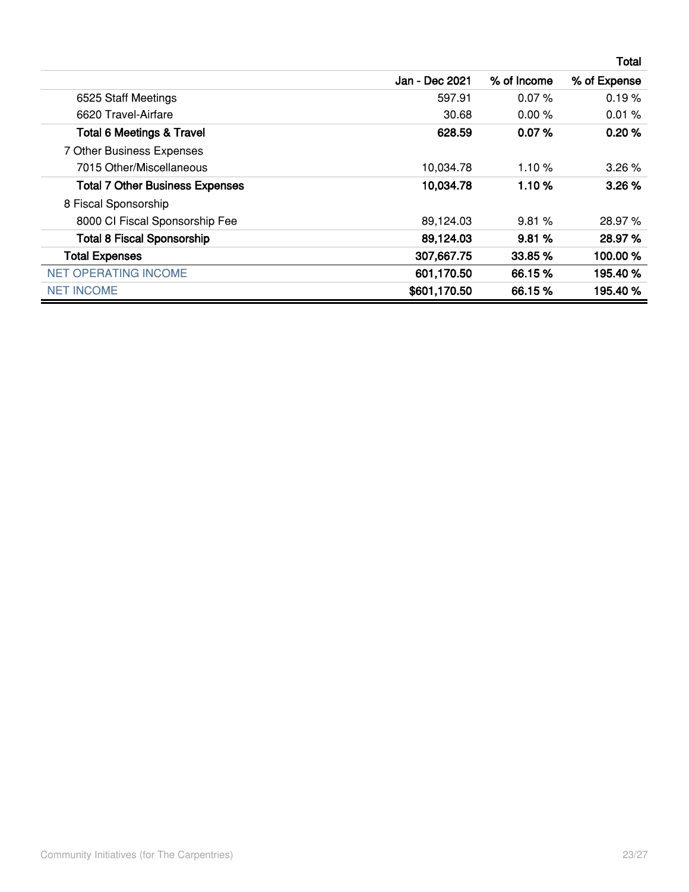| | Total | | |
|---|---|---|---|
| | **Jan - Dec 2021** | **% of Income** | **% of Expense** |
| 6525 Staff Meetings | 597.91 | 0.07 % | 0.19 % |
| 6620 Travel-Airfare | 30.68 | 0.00 % | 0.01 % |
| **Total 6 Meetings & Travel** | **628.59** | **0.07 %** | **0.20 %** |
| 7 Other Business Expenses | | | |
| 7015 Other/Miscellaneous | 10,034.78 | 1.10 % | 3.26 % |
| **Total 7 Other Business Expenses** | **10,034.78** | **1.10 %** | **3.26 %** |
| 8 Fiscal Sponsorship | | | |
| 8000 CI Fiscal Sponsorship Fee | 89,124.03 | 9.81 % | 28.97 % |
| **Total 8 Fiscal Sponsorship** | **89,124.03** | **9.81 %** | **28.97 %** |
| **Total Expenses** | **307,667.75** | **33.85 %** | **100.00 %** |
| NET OPERATING INCOME | **601,170.50** | **66.15 %** | **195.40 %** |
| NET INCOME | **$601,170.50** | **66.15 %** | **195.40 %** |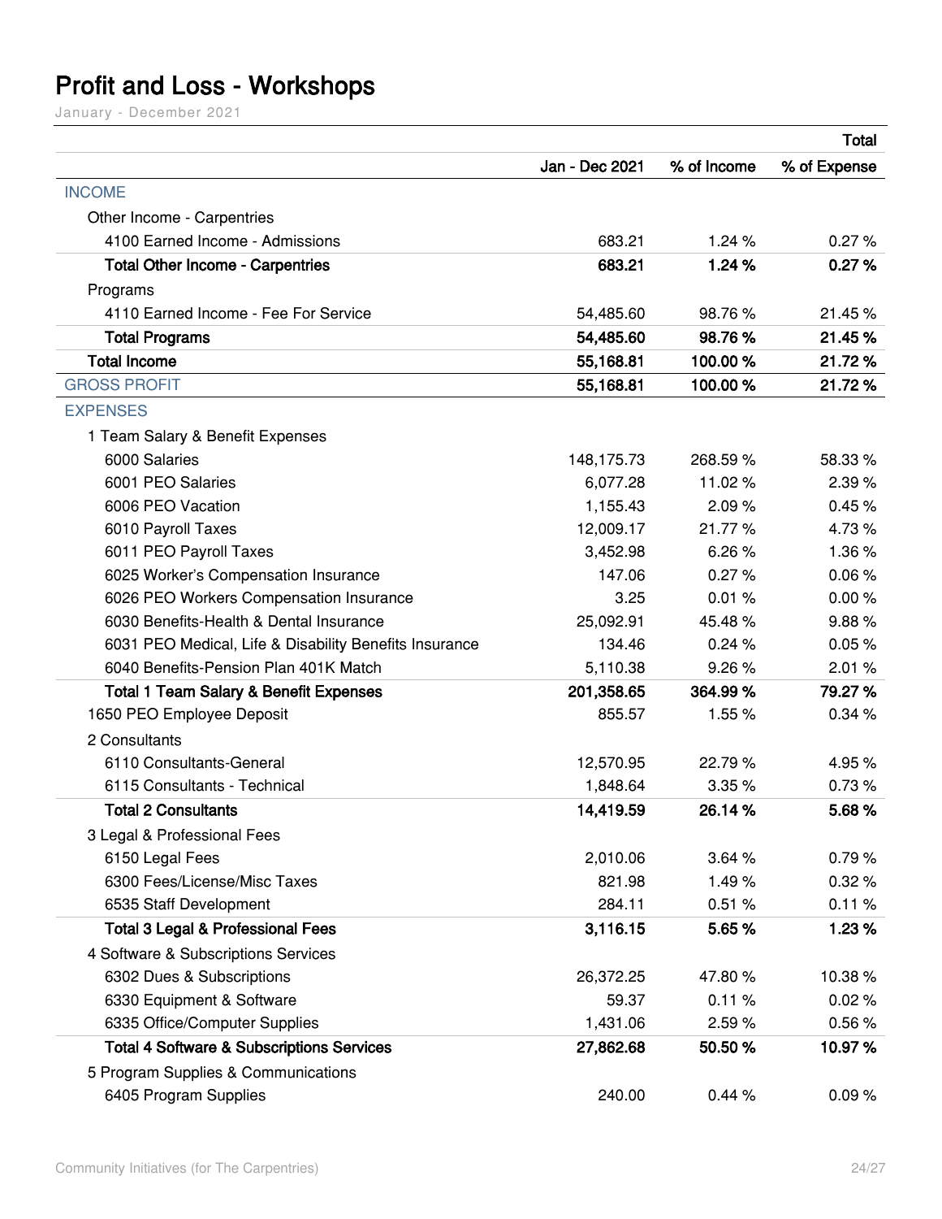# Profit and Loss - Workshops

January - December 2021

| | Total | | |
|---|---|---|---|
| | Jan - Dec 2021 | % of Income | % of Expense |
| INCOME | | | |
| Other Income - Carpentries | | | |
| 4100 Earned Income - Admissions | 683.21 | 1.24 % | 0.27 % |
| **Total Other Income - Carpentries** | **683.21** | **1.24 %** | **0.27 %** |
| Programs | | | |
| 4110 Earned Income - Fee For Service | 54,485.60 | 98.76 % | 21.45 % |
| **Total Programs** | **54,485.60** | **98.76 %** | **21.45 %** |
| **Total Income** | **55,168.81** | **100.00 %** | **21.72 %** |
| GROSS PROFIT | **55,168.81** | **100.00 %** | **21.72 %** |
| EXPENSES | | | |
| 1 Team Salary & Benefit Expenses | | | |
| 6000 Salaries | 148,175.73 | 268.59 % | 58.33 % |
| 6001 PEO Salaries | 6,077.28 | 11.02 % | 2.39 % |
| 6006 PEO Vacation | 1,155.43 | 2.09 % | 0.45 % |
| 6010 Payroll Taxes | 12,009.17 | 21.77 % | 4.73 % |
| 6011 PEO Payroll Taxes | 3,452.98 | 6.26 % | 1.36 % |
| 6025 Worker's Compensation Insurance | 147.06 | 0.27 % | 0.06 % |
| 6026 PEO Workers Compensation Insurance | 3.25 | 0.01 % | 0.00 % |
| 6030 Benefits-Health & Dental Insurance | 25,092.91 | 45.48 % | 9.88 % |
| 6031 PEO Medical, Life & Disability Benefits Insurance | 134.46 | 0.24 % | 0.05 % |
| 6040 Benefits-Pension Plan 401K Match | 5,110.38 | 9.26 % | 2.01 % |
| **Total 1 Team Salary & Benefit Expenses** | **201,358.65** | **364.99 %** | **79.27 %** |
| 1650 PEO Employee Deposit | 855.57 | 1.55 % | 0.34 % |
| 2 Consultants | | | |
| 6110 Consultants-General | 12,570.95 | 22.79 % | 4.95 % |
| 6115 Consultants - Technical | 1,848.64 | 3.35 % | 0.73 % |
| **Total 2 Consultants** | **14,419.59** | **26.14 %** | **5.68 %** |
| 3 Legal & Professional Fees | | | |
| 6150 Legal Fees | 2,010.06 | 3.64 % | 0.79 % |
| 6300 Fees/License/Misc Taxes | 821.98 | 1.49 % | 0.32 % |
| 6535 Staff Development | 284.11 | 0.51 % | 0.11 % |
| **Total 3 Legal & Professional Fees** | **3,116.15** | **5.65 %** | **1.23 %** |
| 4 Software & Subscriptions Services | | | |
| 6302 Dues & Subscriptions | 26,372.25 | 47.80 % | 10.38 % |
| 6330 Equipment & Software | 59.37 | 0.11 % | 0.02 % |
| 6335 Office/Computer Supplies | 1,431.06 | 2.59 % | 0.56 % |
| **Total 4 Software & Subscriptions Services** | **27,862.68** | **50.50 %** | **10.97 %** |
| 5 Program Supplies & Communications | | | |
| 6405 Program Supplies | 240.00 | 0.44 % | 0.09 % |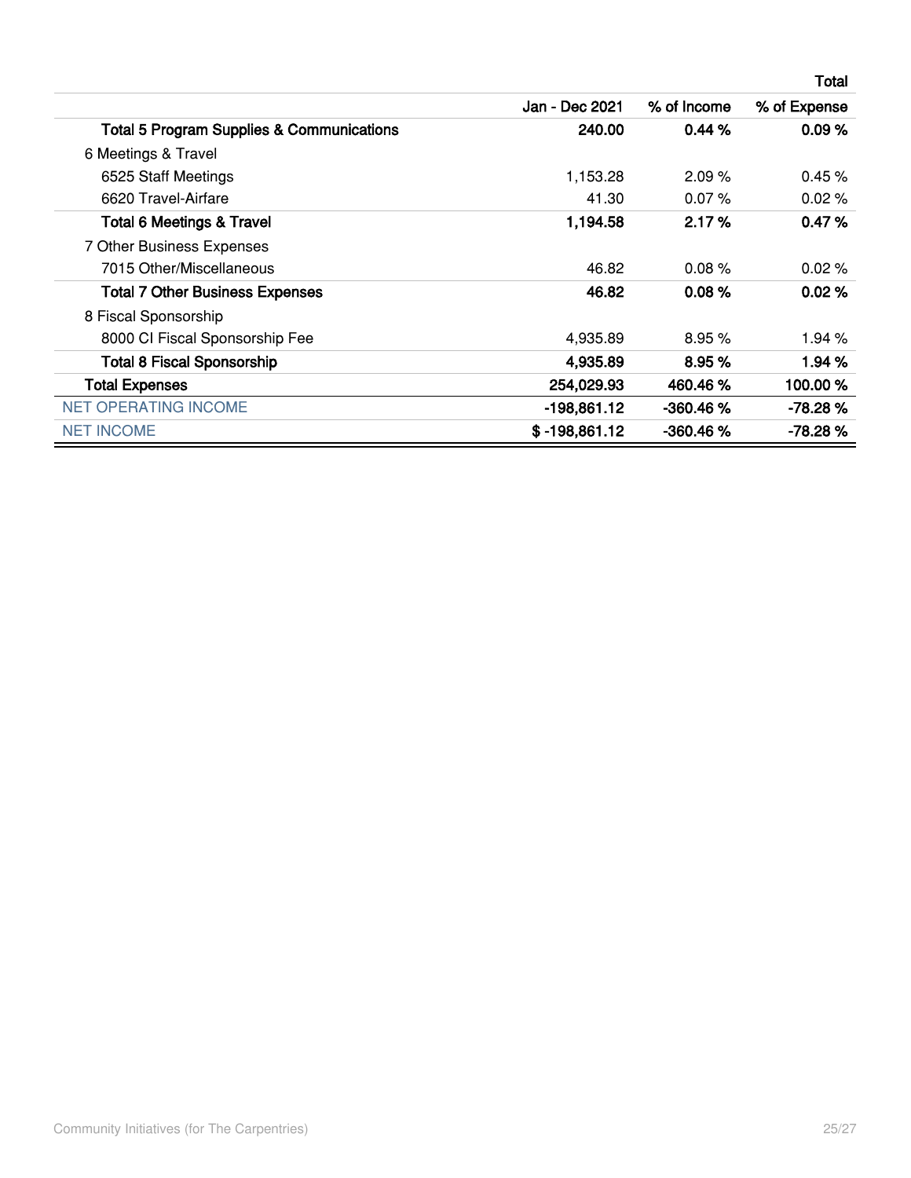| | Total | | |
|---|---|---|---|
| | Jan - Dec 2021 | % of Income | % of Expense |
| **Total 5 Program Supplies & Communications** | **240.00** | **0.44 %** | **0.09 %** |
| 6 Meetings & Travel | | | |
| 6525 Staff Meetings | 1,153.28 | 2.09 % | 0.45 % |
| 6620 Travel-Airfare | 41.30 | 0.07 % | 0.02 % |
| **Total 6 Meetings & Travel** | **1,194.58** | **2.17 %** | **0.47 %** |
| 7 Other Business Expenses | | | |
| 7015 Other/Miscellaneous | 46.82 | 0.08 % | 0.02 % |
| **Total 7 Other Business Expenses** | **46.82** | **0.08 %** | **0.02 %** |
| 8 Fiscal Sponsorship | | | |
| 8000 CI Fiscal Sponsorship Fee | 4,935.89 | 8.95 % | 1.94 % |
| **Total 8 Fiscal Sponsorship** | **4,935.89** | **8.95 %** | **1.94 %** |
| **Total Expenses** | **254,029.93** | **460.46 %** | **100.00 %** |
| NET OPERATING INCOME | **-198,861.12** | **-360.46 %** | **-78.28 %** |
| NET INCOME | **$ -198,861.12** | **-360.46 %** | **-78.28 %** |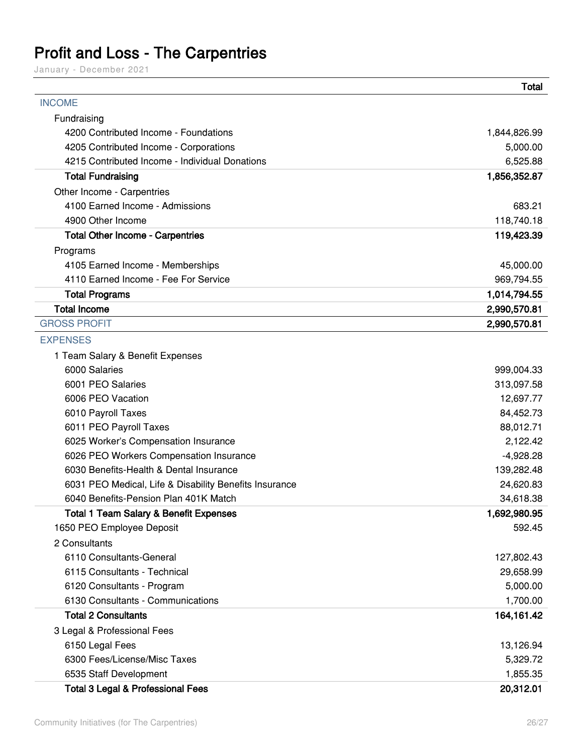# Profit and Loss - The Carpentries

January - December 2021

| | Total |
|---|---|
| INCOME | |
| Fundraising | |
| 4200 Contributed Income - Foundations | 1,844,826.99 |
| 4205 Contributed Income - Corporations | 5,000.00 |
| 4215 Contributed Income - Individual Donations | 6,525.88 |
| **Total Fundraising** | **1,856,352.87** |
| Other Income - Carpentries | |
| 4100 Earned Income - Admissions | 683.21 |
| 4900 Other Income | 118,740.18 |
| **Total Other Income - Carpentries** | **119,423.39** |
| Programs | |
| 4105 Earned Income - Memberships | 45,000.00 |
| 4110 Earned Income - Fee For Service | 969,794.55 |
| **Total Programs** | **1,014,794.55** |
| **Total Income** | **2,990,570.81** |
| GROSS PROFIT | **2,990,570.81** |
| EXPENSES | |
| 1 Team Salary & Benefit Expenses | |
| 6000 Salaries | 999,004.33 |
| 6001 PEO Salaries | 313,097.58 |
| 6006 PEO Vacation | 12,697.77 |
| 6010 Payroll Taxes | 84,452.73 |
| 6011 PEO Payroll Taxes | 88,012.71 |
| 6025 Worker's Compensation Insurance | 2,122.42 |
| 6026 PEO Workers Compensation Insurance | -4,928.28 |
| 6030 Benefits-Health & Dental Insurance | 139,282.48 |
| 6031 PEO Medical, Life & Disability Benefits Insurance | 24,620.83 |
| 6040 Benefits-Pension Plan 401K Match | 34,618.38 |
| **Total 1 Team Salary & Benefit Expenses** | **1,692,980.95** |
| 1650 PEO Employee Deposit | 592.45 |
| 2 Consultants | |
| 6110 Consultants-General | 127,802.43 |
| 6115 Consultants - Technical | 29,658.99 |
| 6120 Consultants - Program | 5,000.00 |
| 6130 Consultants - Communications | 1,700.00 |
| **Total 2 Consultants** | **164,161.42** |
| 3 Legal & Professional Fees | |
| 6150 Legal Fees | 13,126.94 |
| 6300 Fees/License/Misc Taxes | 5,329.72 |
| 6535 Staff Development | 1,855.35 |
| **Total 3 Legal & Professional Fees** | **20,312.01** |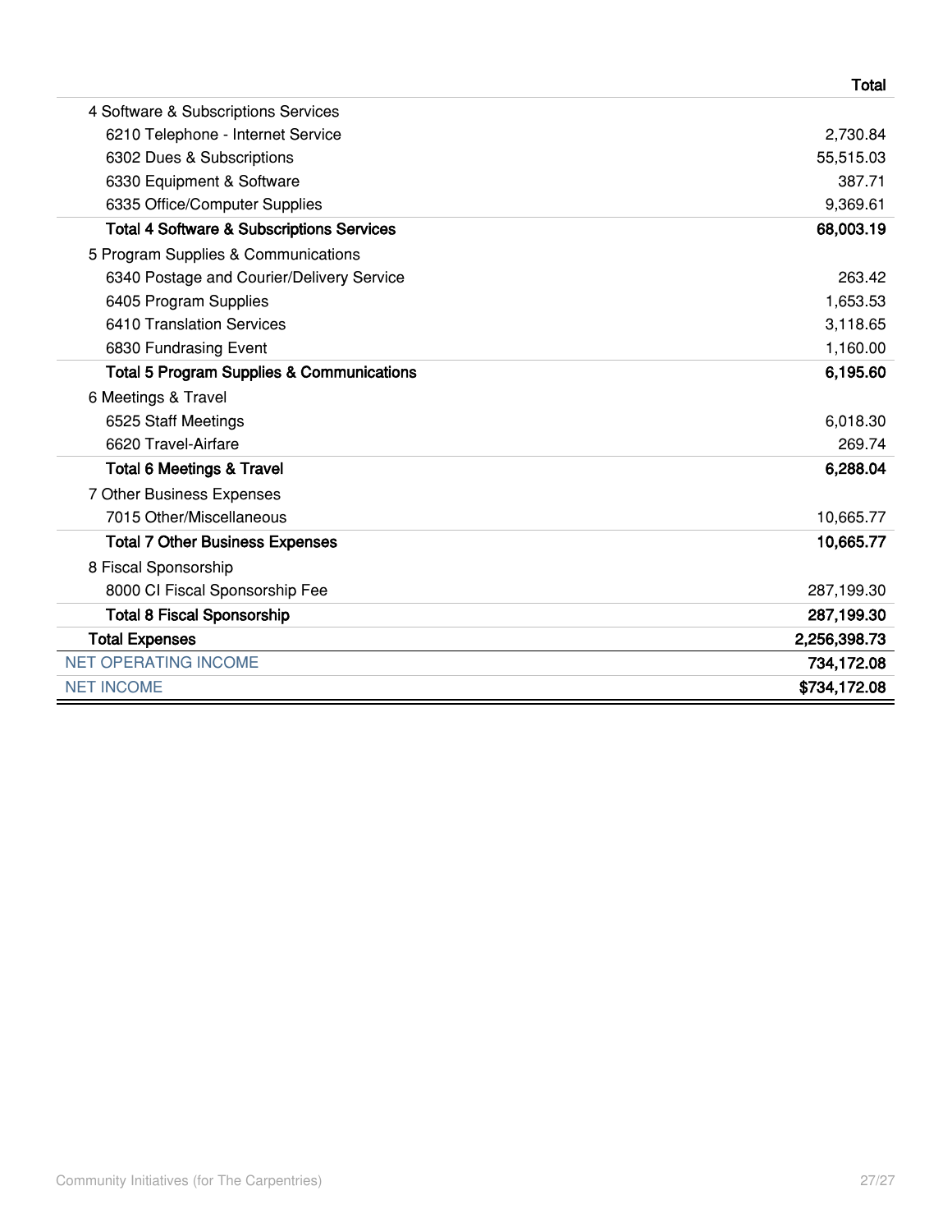| | Total |
|---|---|
| 4 Software & Subscriptions Services | |
| 6210 Telephone - Internet Service | 2,730.84 |
| 6302 Dues & Subscriptions | 55,515.03 |
| 6330 Equipment & Software | 387.71 |
| 6335 Office/Computer Supplies | 9,369.61 |
| **Total 4 Software & Subscriptions Services** | **68,003.19** |
| 5 Program Supplies & Communications | |
| 6340 Postage and Courier/Delivery Service | 263.42 |
| 6405 Program Supplies | 1,653.53 |
| 6410 Translation Services | 3,118.65 |
| 6830 Fundrasing Event | 1,160.00 |
| **Total 5 Program Supplies & Communications** | **6,195.60** |
| 6 Meetings & Travel | |
| 6525 Staff Meetings | 6,018.30 |
| 6620 Travel-Airfare | 269.74 |
| **Total 6 Meetings & Travel** | **6,288.04** |
| 7 Other Business Expenses | |
| 7015 Other/Miscellaneous | 10,665.77 |
| **Total 7 Other Business Expenses** | **10,665.77** |
| 8 Fiscal Sponsorship | |
| 8000 CI Fiscal Sponsorship Fee | 287,199.30 |
| **Total 8 Fiscal Sponsorship** | **287,199.30** |
| **Total Expenses** | **2,256,398.73** |
| NET OPERATING INCOME | **734,172.08** |
| NET INCOME | **$734,172.08** |